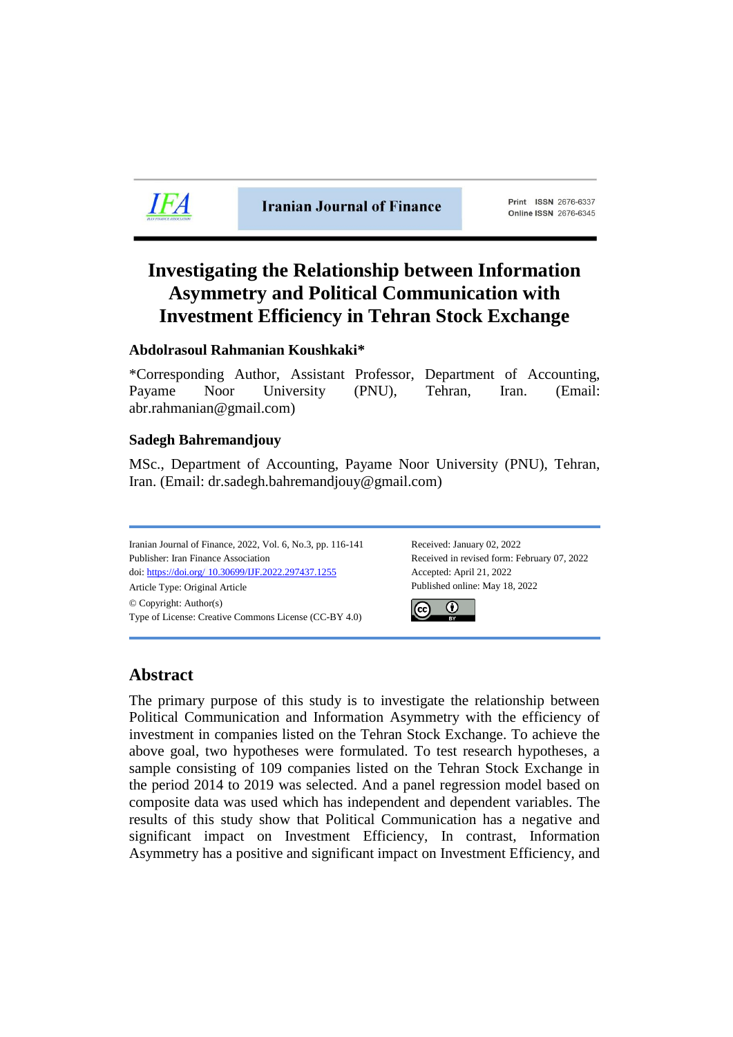Iranian Journal of Finance

Print ISSN 2676-6337
Online ISSN 2676-6345

# Investigating the Relationship between Information Asymmetry and Political Communication with Investment Efficiency in Tehran Stock Exchange

**Abdolrasoul Rahmanian Koushkaki***

*Corresponding Author, Assistant Professor, Department of Accounting, Payame Noor University (PNU), Tehran, Iran. (Email: abr.rahmanian@gmail.com)

**Sadegh Bahremandjouy**

MSc., Department of Accounting, Payame Noor University (PNU), Tehran, Iran. (Email: dr.sadegh.bahremandjouy@gmail.com)

Iranian Journal of Finance, 2022, Vol. 6, No.3, pp. 116-141
Publisher: Iran Finance Association
doi: https://doi.org/ 10.30699/IJF.2022.297437.1255
Article Type: Original Article
© Copyright: Author(s)
Type of License: Creative Commons License (CC-BY 4.0)

Received: January 02, 2022
Received in revised form: February 07, 2022
Accepted: April 21, 2022
Published online: May 18, 2022

## Abstract

The primary purpose of this study is to investigate the relationship between Political Communication and Information Asymmetry with the efficiency of investment in companies listed on the Tehran Stock Exchange. To achieve the above goal, two hypotheses were formulated. To test research hypotheses, a sample consisting of 109 companies listed on the Tehran Stock Exchange in the period 2014 to 2019 was selected. And a panel regression model based on composite data was used which has independent and dependent variables. The results of this study show that Political Communication has a negative and significant impact on Investment Efficiency, In contrast, Information Asymmetry has a positive and significant impact on Investment Efficiency, and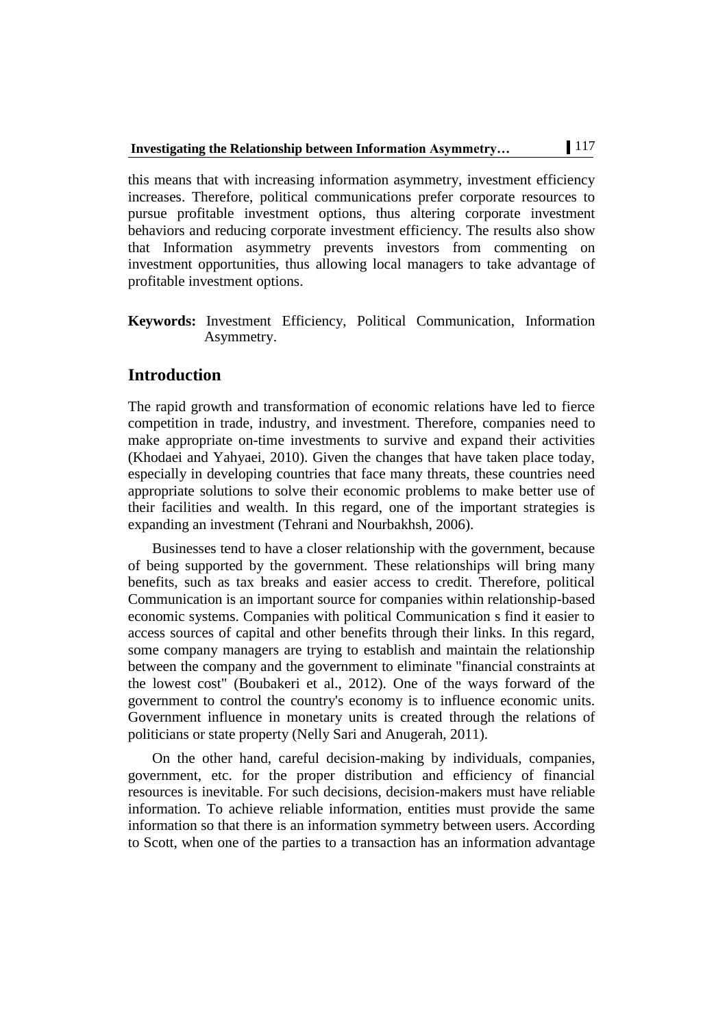this means that with increasing information asymmetry, investment efficiency increases. Therefore, political communications prefer corporate resources to pursue profitable investment options, thus altering corporate investment behaviors and reducing corporate investment efficiency. The results also show that Information asymmetry prevents investors from commenting on investment opportunities, thus allowing local managers to take advantage of profitable investment options.

**Keywords:** Investment Efficiency, Political Communication, Information Asymmetry.

## Introduction

The rapid growth and transformation of economic relations have led to fierce competition in trade, industry, and investment. Therefore, companies need to make appropriate on-time investments to survive and expand their activities (Khodaei and Yahyaei, 2010). Given the changes that have taken place today, especially in developing countries that face many threats, these countries need appropriate solutions to solve their economic problems to make better use of their facilities and wealth. In this regard, one of the important strategies is expanding an investment (Tehrani and Nourbakhsh, 2006).

Businesses tend to have a closer relationship with the government, because of being supported by the government. These relationships will bring many benefits, such as tax breaks and easier access to credit. Therefore, political Communication is an important source for companies within relationship-based economic systems. Companies with political Communication s find it easier to access sources of capital and other benefits through their links. In this regard, some company managers are trying to establish and maintain the relationship between the company and the government to eliminate "financial constraints at the lowest cost" (Boubakeri et al., 2012). One of the ways forward of the government to control the country's economy is to influence economic units. Government influence in monetary units is created through the relations of politicians or state property (Nelly Sari and Anugerah, 2011).

On the other hand, careful decision-making by individuals, companies, government, etc. for the proper distribution and efficiency of financial resources is inevitable. For such decisions, decision-makers must have reliable information. To achieve reliable information, entities must provide the same information so that there is an information symmetry between users. According to Scott, when one of the parties to a transaction has an information advantage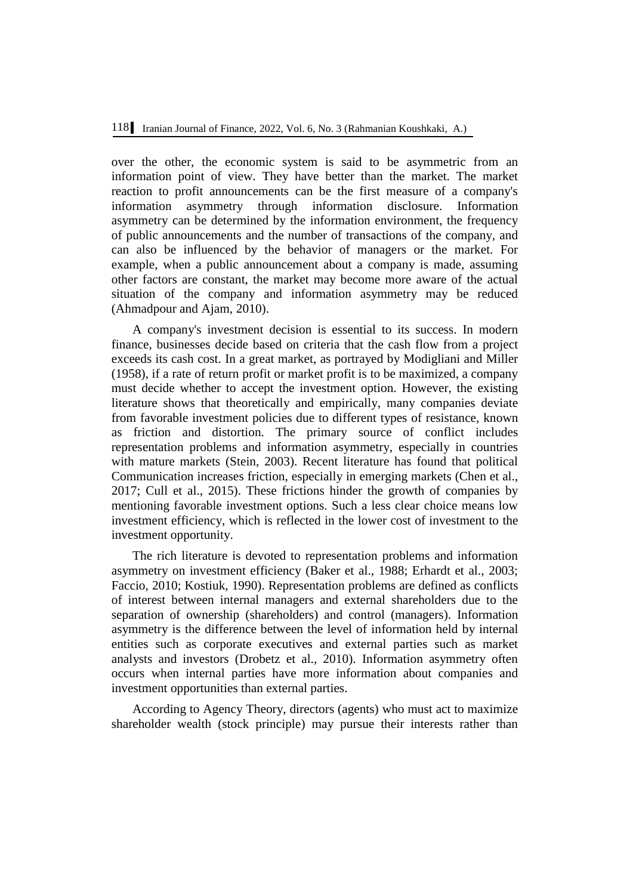over the other, the economic system is said to be asymmetric from an information point of view. They have better than the market. The market reaction to profit announcements can be the first measure of a company's information asymmetry through information disclosure. Information asymmetry can be determined by the information environment, the frequency of public announcements and the number of transactions of the company, and can also be influenced by the behavior of managers or the market. For example, when a public announcement about a company is made, assuming other factors are constant, the market may become more aware of the actual situation of the company and information asymmetry may be reduced (Ahmadpour and Ajam, 2010).

A company's investment decision is essential to its success. In modern finance, businesses decide based on criteria that the cash flow from a project exceeds its cash cost. In a great market, as portrayed by Modigliani and Miller (1958), if a rate of return profit or market profit is to be maximized, a company must decide whether to accept the investment option. However, the existing literature shows that theoretically and empirically, many companies deviate from favorable investment policies due to different types of resistance, known as friction and distortion. The primary source of conflict includes representation problems and information asymmetry, especially in countries with mature markets (Stein, 2003). Recent literature has found that political Communication increases friction, especially in emerging markets (Chen et al., 2017; Cull et al., 2015). These frictions hinder the growth of companies by mentioning favorable investment options. Such a less clear choice means low investment efficiency, which is reflected in the lower cost of investment to the investment opportunity.

The rich literature is devoted to representation problems and information asymmetry on investment efficiency (Baker et al., 1988; Erhardt et al., 2003; Faccio, 2010; Kostiuk, 1990). Representation problems are defined as conflicts of interest between internal managers and external shareholders due to the separation of ownership (shareholders) and control (managers). Information asymmetry is the difference between the level of information held by internal entities such as corporate executives and external parties such as market analysts and investors (Drobetz et al., 2010). Information asymmetry often occurs when internal parties have more information about companies and investment opportunities than external parties.

According to Agency Theory, directors (agents) who must act to maximize shareholder wealth (stock principle) may pursue their interests rather than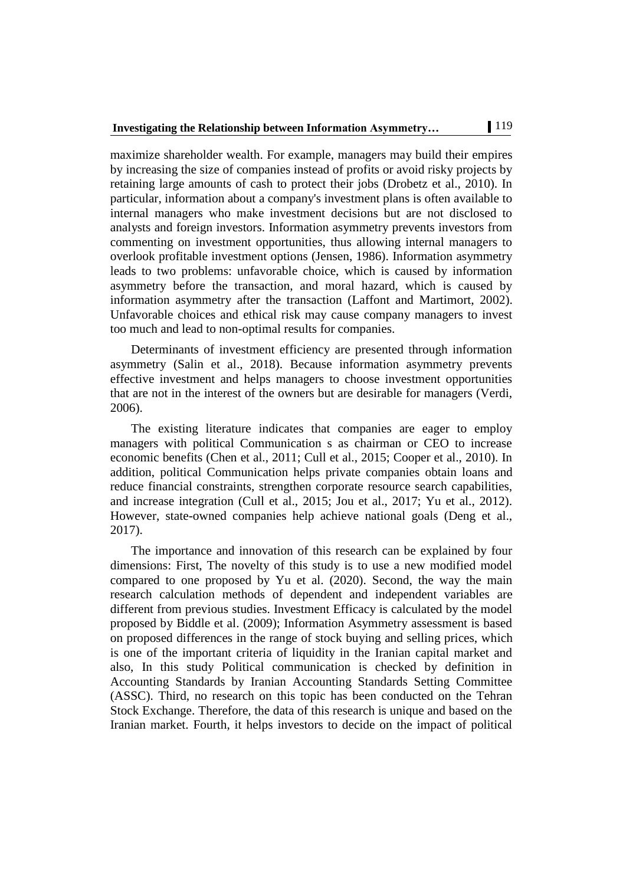maximize shareholder wealth. For example, managers may build their empires by increasing the size of companies instead of profits or avoid risky projects by retaining large amounts of cash to protect their jobs (Drobetz et al., 2010). In particular, information about a company's investment plans is often available to internal managers who make investment decisions but are not disclosed to analysts and foreign investors. Information asymmetry prevents investors from commenting on investment opportunities, thus allowing internal managers to overlook profitable investment options (Jensen, 1986). Information asymmetry leads to two problems: unfavorable choice, which is caused by information asymmetry before the transaction, and moral hazard, which is caused by information asymmetry after the transaction (Laffont and Martimort, 2002). Unfavorable choices and ethical risk may cause company managers to invest too much and lead to non-optimal results for companies.

Determinants of investment efficiency are presented through information asymmetry (Salin et al., 2018). Because information asymmetry prevents effective investment and helps managers to choose investment opportunities that are not in the interest of the owners but are desirable for managers (Verdi, 2006).

The existing literature indicates that companies are eager to employ managers with political Communication s as chairman or CEO to increase economic benefits (Chen et al., 2011; Cull et al., 2015; Cooper et al., 2010). In addition, political Communication helps private companies obtain loans and reduce financial constraints, strengthen corporate resource search capabilities, and increase integration (Cull et al., 2015; Jou et al., 2017; Yu et al., 2012). However, state-owned companies help achieve national goals (Deng et al., 2017).

The importance and innovation of this research can be explained by four dimensions: First, The novelty of this study is to use a new modified model compared to one proposed by Yu et al. (2020). Second, the way the main research calculation methods of dependent and independent variables are different from previous studies. Investment Efficacy is calculated by the model proposed by Biddle et al. (2009); Information Asymmetry assessment is based on proposed differences in the range of stock buying and selling prices, which is one of the important criteria of liquidity in the Iranian capital market and also, In this study Political communication is checked by definition in Accounting Standards by Iranian Accounting Standards Setting Committee (ASSC). Third, no research on this topic has been conducted on the Tehran Stock Exchange. Therefore, the data of this research is unique and based on the Iranian market. Fourth, it helps investors to decide on the impact of political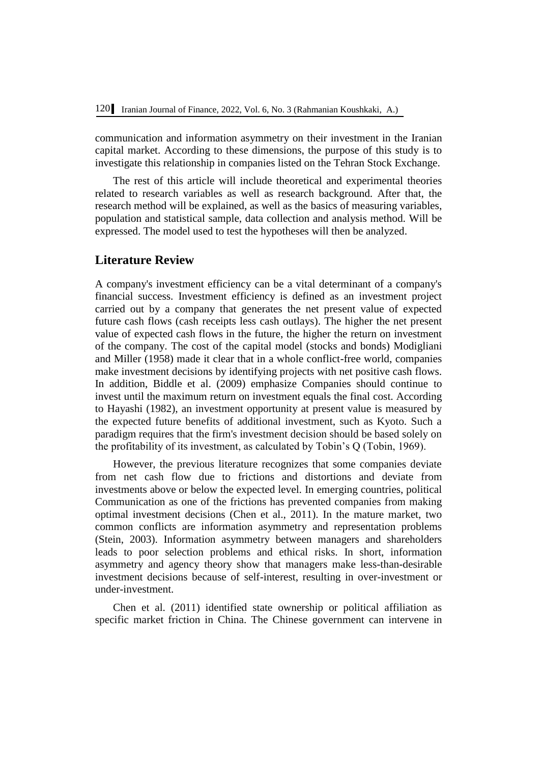communication and information asymmetry on their investment in the Iranian capital market. According to these dimensions, the purpose of this study is to investigate this relationship in companies listed on the Tehran Stock Exchange.

The rest of this article will include theoretical and experimental theories related to research variables as well as research background. After that, the research method will be explained, as well as the basics of measuring variables, population and statistical sample, data collection and analysis method. Will be expressed. The model used to test the hypotheses will then be analyzed.

## Literature Review

A company's investment efficiency can be a vital determinant of a company's financial success. Investment efficiency is defined as an investment project carried out by a company that generates the net present value of expected future cash flows (cash receipts less cash outlays). The higher the net present value of expected cash flows in the future, the higher the return on investment of the company. The cost of the capital model (stocks and bonds) Modigliani and Miller (1958) made it clear that in a whole conflict-free world, companies make investment decisions by identifying projects with net positive cash flows. In addition, Biddle et al. (2009) emphasize Companies should continue to invest until the maximum return on investment equals the final cost. According to Hayashi (1982), an investment opportunity at present value is measured by the expected future benefits of additional investment, such as Kyoto. Such a paradigm requires that the firm's investment decision should be based solely on the profitability of its investment, as calculated by Tobin's Q (Tobin, 1969).

However, the previous literature recognizes that some companies deviate from net cash flow due to frictions and distortions and deviate from investments above or below the expected level. In emerging countries, political Communication as one of the frictions has prevented companies from making optimal investment decisions (Chen et al., 2011). In the mature market, two common conflicts are information asymmetry and representation problems (Stein, 2003). Information asymmetry between managers and shareholders leads to poor selection problems and ethical risks. In short, information asymmetry and agency theory show that managers make less-than-desirable investment decisions because of self-interest, resulting in over-investment or under-investment.

Chen et al. (2011) identified state ownership or political affiliation as specific market friction in China. The Chinese government can intervene in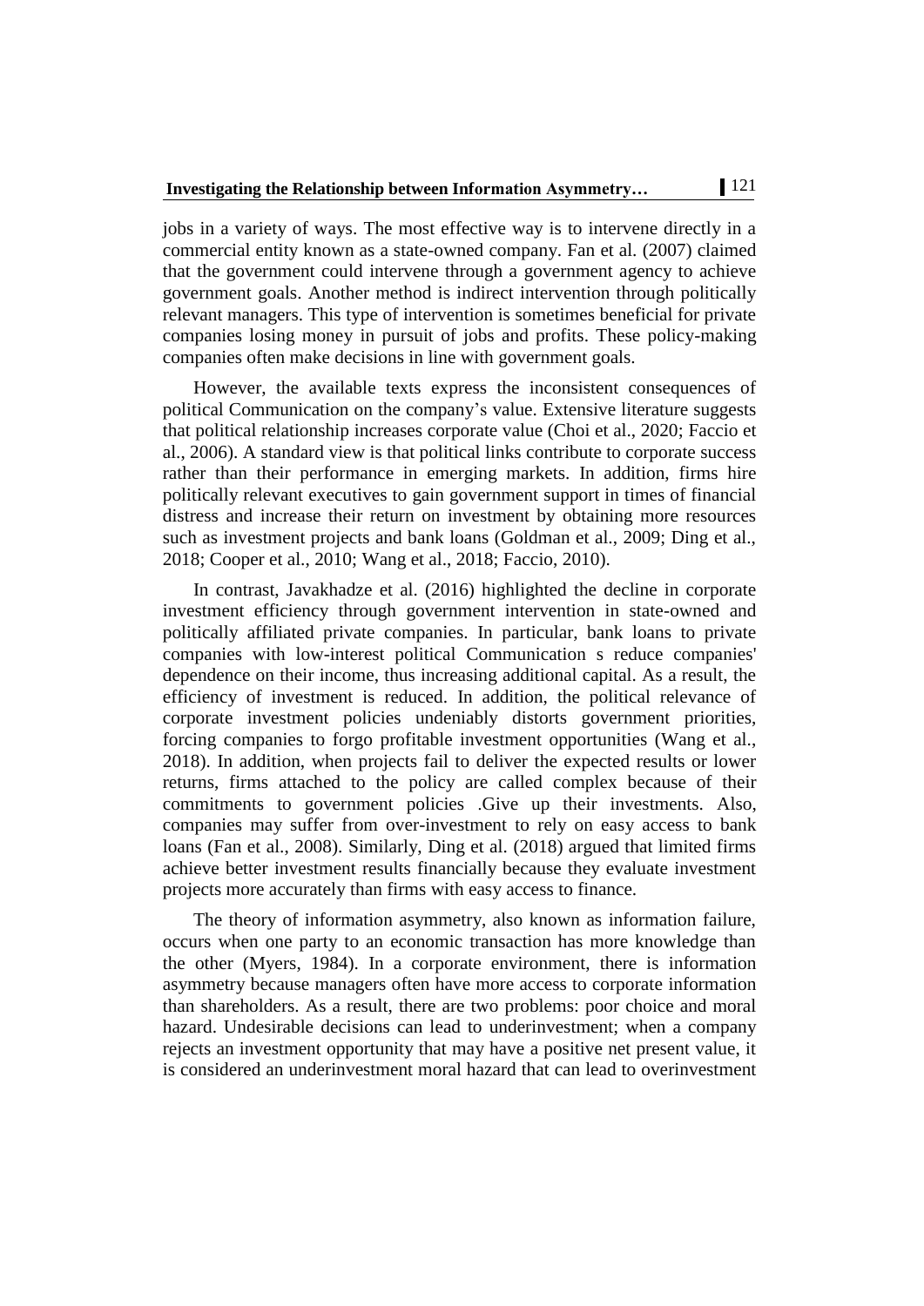jobs in a variety of ways. The most effective way is to intervene directly in a commercial entity known as a state-owned company. Fan et al. (2007) claimed that the government could intervene through a government agency to achieve government goals. Another method is indirect intervention through politically relevant managers. This type of intervention is sometimes beneficial for private companies losing money in pursuit of jobs and profits. These policy-making companies often make decisions in line with government goals.

However, the available texts express the inconsistent consequences of political Communication on the company's value. Extensive literature suggests that political relationship increases corporate value (Choi et al., 2020; Faccio et al., 2006). A standard view is that political links contribute to corporate success rather than their performance in emerging markets. In addition, firms hire politically relevant executives to gain government support in times of financial distress and increase their return on investment by obtaining more resources such as investment projects and bank loans (Goldman et al., 2009; Ding et al., 2018; Cooper et al., 2010; Wang et al., 2018; Faccio, 2010).

In contrast, Javakhadze et al. (2016) highlighted the decline in corporate investment efficiency through government intervention in state-owned and politically affiliated private companies. In particular, bank loans to private companies with low-interest political Communication s reduce companies' dependence on their income, thus increasing additional capital. As a result, the efficiency of investment is reduced. In addition, the political relevance of corporate investment policies undeniably distorts government priorities, forcing companies to forgo profitable investment opportunities (Wang et al., 2018). In addition, when projects fail to deliver the expected results or lower returns, firms attached to the policy are called complex because of their commitments to government policies .Give up their investments. Also, companies may suffer from over-investment to rely on easy access to bank loans (Fan et al., 2008). Similarly, Ding et al. (2018) argued that limited firms achieve better investment results financially because they evaluate investment projects more accurately than firms with easy access to finance.

The theory of information asymmetry, also known as information failure, occurs when one party to an economic transaction has more knowledge than the other (Myers, 1984). In a corporate environment, there is information asymmetry because managers often have more access to corporate information than shareholders. As a result, there are two problems: poor choice and moral hazard. Undesirable decisions can lead to underinvestment; when a company rejects an investment opportunity that may have a positive net present value, it is considered an underinvestment moral hazard that can lead to overinvestment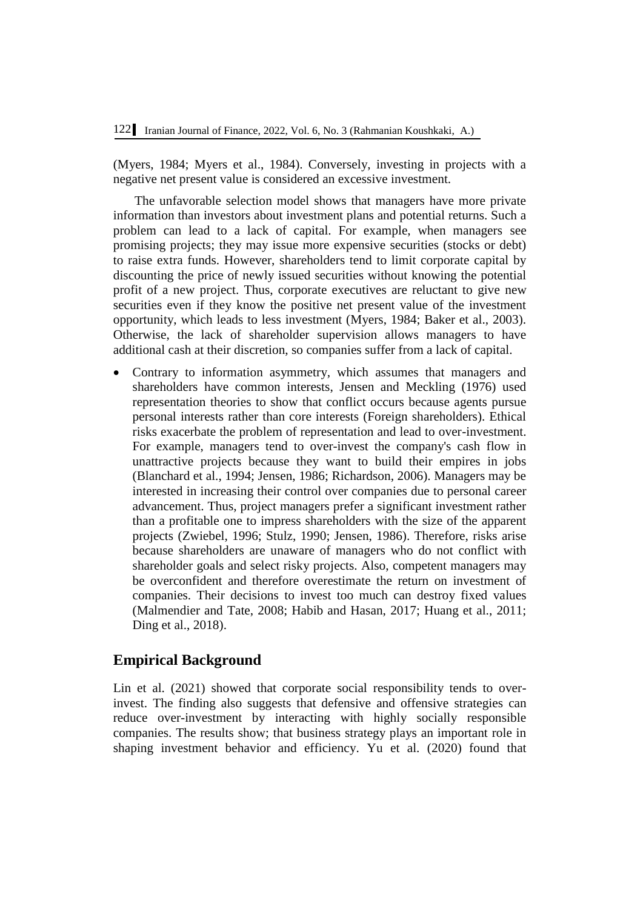(Myers, 1984; Myers et al., 1984). Conversely, investing in projects with a negative net present value is considered an excessive investment.

The unfavorable selection model shows that managers have more private information than investors about investment plans and potential returns. Such a problem can lead to a lack of capital. For example, when managers see promising projects; they may issue more expensive securities (stocks or debt) to raise extra funds. However, shareholders tend to limit corporate capital by discounting the price of newly issued securities without knowing the potential profit of a new project. Thus, corporate executives are reluctant to give new securities even if they know the positive net present value of the investment opportunity, which leads to less investment (Myers, 1984; Baker et al., 2003). Otherwise, the lack of shareholder supervision allows managers to have additional cash at their discretion, so companies suffer from a lack of capital.

- Contrary to information asymmetry, which assumes that managers and shareholders have common interests, Jensen and Meckling (1976) used representation theories to show that conflict occurs because agents pursue personal interests rather than core interests (Foreign shareholders). Ethical risks exacerbate the problem of representation and lead to over-investment. For example, managers tend to over-invest the company's cash flow in unattractive projects because they want to build their empires in jobs (Blanchard et al., 1994; Jensen, 1986; Richardson, 2006). Managers may be interested in increasing their control over companies due to personal career advancement. Thus, project managers prefer a significant investment rather than a profitable one to impress shareholders with the size of the apparent projects (Zwiebel, 1996; Stulz, 1990; Jensen, 1986). Therefore, risks arise because shareholders are unaware of managers who do not conflict with shareholder goals and select risky projects. Also, competent managers may be overconfident and therefore overestimate the return on investment of companies. Their decisions to invest too much can destroy fixed values (Malmendier and Tate, 2008; Habib and Hasan, 2017; Huang et al., 2011; Ding et al., 2018).

## Empirical Background

Lin et al. (2021) showed that corporate social responsibility tends to over-invest. The finding also suggests that defensive and offensive strategies can reduce over-investment by interacting with highly socially responsible companies. The results show; that business strategy plays an important role in shaping investment behavior and efficiency. Yu et al. (2020) found that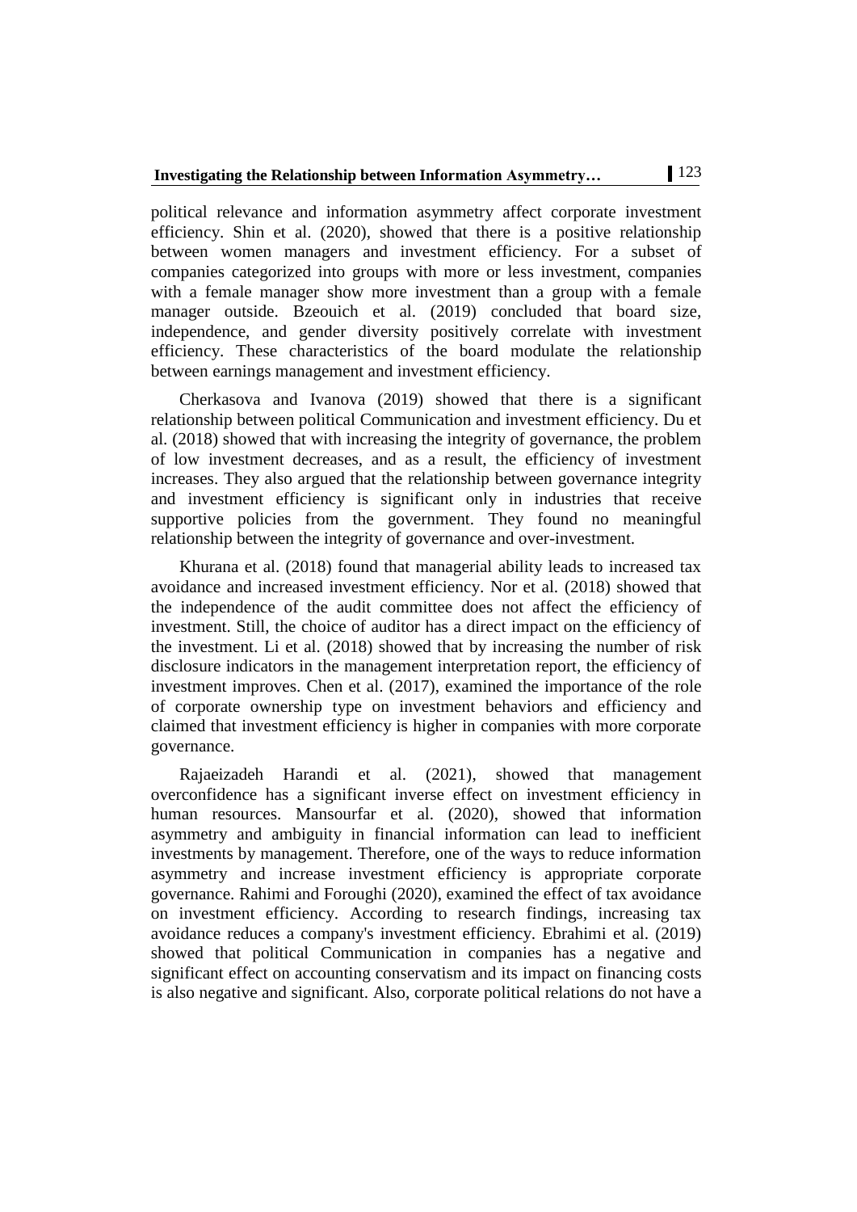political relevance and information asymmetry affect corporate investment efficiency. Shin et al. (2020), showed that there is a positive relationship between women managers and investment efficiency. For a subset of companies categorized into groups with more or less investment, companies with a female manager show more investment than a group with a female manager outside. Bzeouich et al. (2019) concluded that board size, independence, and gender diversity positively correlate with investment efficiency. These characteristics of the board modulate the relationship between earnings management and investment efficiency.

Cherkasova and Ivanova (2019) showed that there is a significant relationship between political Communication and investment efficiency. Du et al. (2018) showed that with increasing the integrity of governance, the problem of low investment decreases, and as a result, the efficiency of investment increases. They also argued that the relationship between governance integrity and investment efficiency is significant only in industries that receive supportive policies from the government. They found no meaningful relationship between the integrity of governance and over-investment.

Khurana et al. (2018) found that managerial ability leads to increased tax avoidance and increased investment efficiency. Nor et al. (2018) showed that the independence of the audit committee does not affect the efficiency of investment. Still, the choice of auditor has a direct impact on the efficiency of the investment. Li et al. (2018) showed that by increasing the number of risk disclosure indicators in the management interpretation report, the efficiency of investment improves. Chen et al. (2017), examined the importance of the role of corporate ownership type on investment behaviors and efficiency and claimed that investment efficiency is higher in companies with more corporate governance.

Rajaeizadeh Harandi et al. (2021), showed that management overconfidence has a significant inverse effect on investment efficiency in human resources. Mansourfar et al. (2020), showed that information asymmetry and ambiguity in financial information can lead to inefficient investments by management. Therefore, one of the ways to reduce information asymmetry and increase investment efficiency is appropriate corporate governance. Rahimi and Foroughi (2020), examined the effect of tax avoidance on investment efficiency. According to research findings, increasing tax avoidance reduces a company's investment efficiency. Ebrahimi et al. (2019) showed that political Communication in companies has a negative and significant effect on accounting conservatism and its impact on financing costs is also negative and significant. Also, corporate political relations do not have a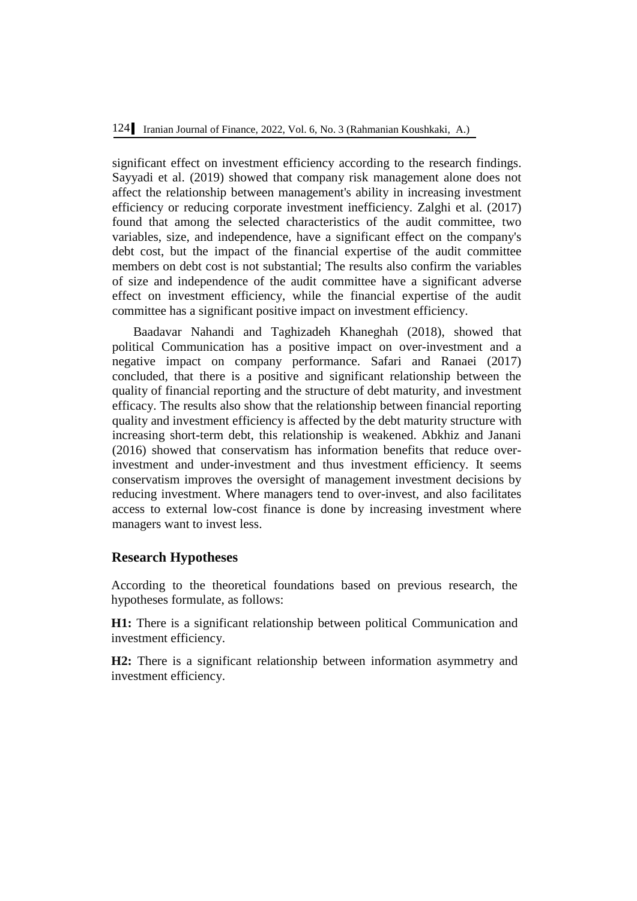significant effect on investment efficiency according to the research findings. Sayyadi et al. (2019) showed that company risk management alone does not affect the relationship between management's ability in increasing investment efficiency or reducing corporate investment inefficiency. Zalghi et al. (2017) found that among the selected characteristics of the audit committee, two variables, size, and independence, have a significant effect on the company's debt cost, but the impact of the financial expertise of the audit committee members on debt cost is not substantial; The results also confirm the variables of size and independence of the audit committee have a significant adverse effect on investment efficiency, while the financial expertise of the audit committee has a significant positive impact on investment efficiency.

Baadavar Nahandi and Taghizadeh Khaneghah (2018), showed that political Communication has a positive impact on over-investment and a negative impact on company performance. Safari and Ranaei (2017) concluded, that there is a positive and significant relationship between the quality of financial reporting and the structure of debt maturity, and investment efficacy. The results also show that the relationship between financial reporting quality and investment efficiency is affected by the debt maturity structure with increasing short-term debt, this relationship is weakened. Abkhiz and Janani (2016) showed that conservatism has information benefits that reduce over-investment and under-investment and thus investment efficiency. It seems conservatism improves the oversight of management investment decisions by reducing investment. Where managers tend to over-invest, and also facilitates access to external low-cost finance is done by increasing investment where managers want to invest less.

## Research Hypotheses

According to the theoretical foundations based on previous research, the hypotheses formulate, as follows:

**H1:** There is a significant relationship between political Communication and investment efficiency.

**H2:** There is a significant relationship between information asymmetry and investment efficiency.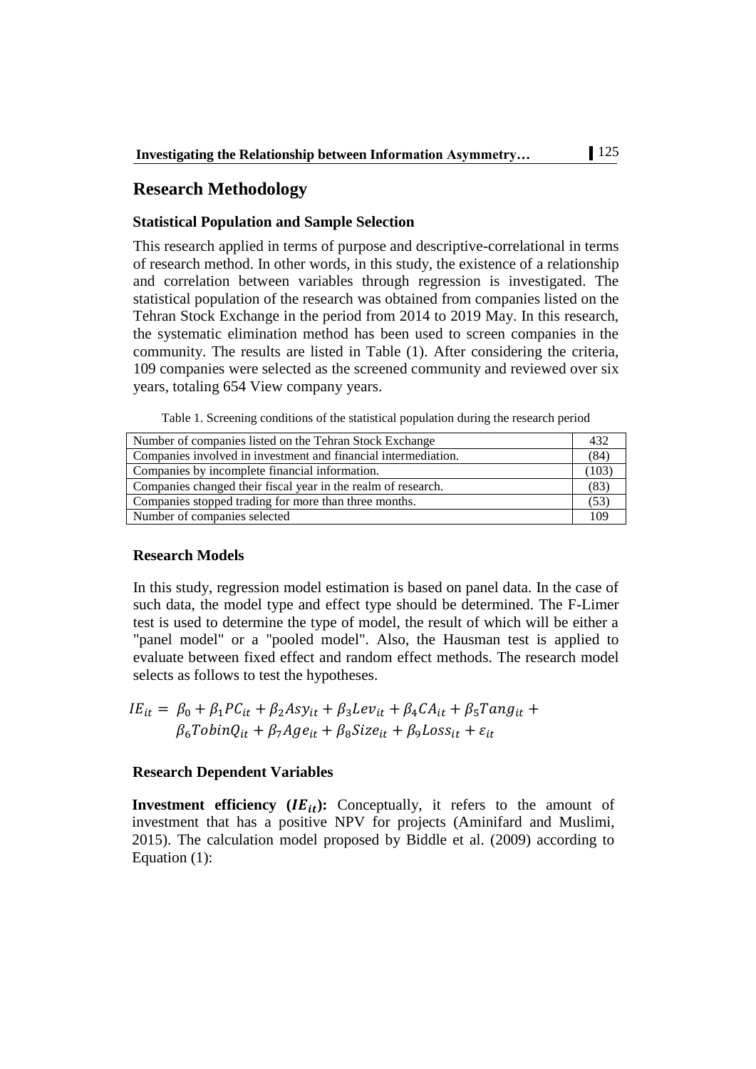## Research Methodology

### Statistical Population and Sample Selection

This research applied in terms of purpose and descriptive-correlational in terms of research method. In other words, in this study, the existence of a relationship and correlation between variables through regression is investigated. The statistical population of the research was obtained from companies listed on the Tehran Stock Exchange in the period from 2014 to 2019 May. In this research, the systematic elimination method has been used to screen companies in the community. The results are listed in Table (1). After considering the criteria, 109 companies were selected as the screened community and reviewed over six years, totaling 654 View company years.

Table 1. Screening conditions of the statistical population during the research period

| | |
|---|---|
| Number of companies listed on the Tehran Stock Exchange | 432 |
| Companies involved in investment and financial intermediation. | (84) |
| Companies by incomplete financial information. | (103) |
| Companies changed their fiscal year in the realm of research. | (83) |
| Companies stopped trading for more than three months. | (53) |
| Number of companies selected | 109 |

### Research Models

In this study, regression model estimation is based on panel data. In the case of such data, the model type and effect type should be determined. The F-Limer test is used to determine the type of model, the result of which will be either a "panel model" or a "pooled model". Also, the Hausman test is applied to evaluate between fixed effect and random effect methods. The research model selects as follows to test the hypotheses.

$$IE_{it} = \beta_0 + \beta_1 PC_{it} + \beta_2 Asy_{it} + \beta_3 Lev_{it} + \beta_4 CA_{it} + \beta_5 Tang_{it} + \beta_6 TobinQ_{it} + \beta_7 Age_{it} + \beta_8 Size_{it} + \beta_9 Loss_{it} + \varepsilon_{it}$$

### Research Dependent Variables

**Investment efficiency ($IE_{it}$):** Conceptually, it refers to the amount of investment that has a positive NPV for projects (Aminifard and Muslimi, 2015). The calculation model proposed by Biddle et al. (2009) according to Equation (1):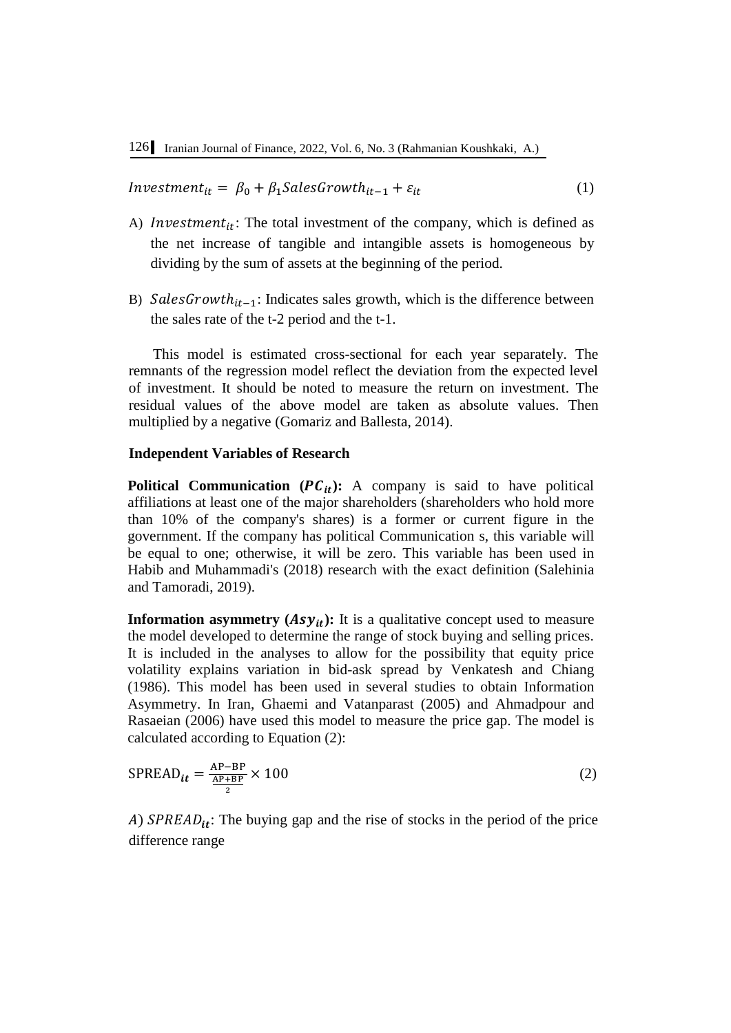$$Investment_{it} = \beta_0 + \beta_1 SalesGrowth_{it-1} + \varepsilon_{it} \quad (1)$$

A) $Investment_{it}$: The total investment of the company, which is defined as the net increase of tangible and intangible assets is homogeneous by dividing by the sum of assets at the beginning of the period.

B) $SalesGrowth_{it-1}$: Indicates sales growth, which is the difference between the sales rate of the t-2 period and the t-1.

This model is estimated cross-sectional for each year separately. The remnants of the regression model reflect the deviation from the expected level of investment. It should be noted to measure the return on investment. The residual values of the above model are taken as absolute values. Then multiplied by a negative (Gomariz and Ballesta, 2014).

### Independent Variables of Research

**Political Communication ($PC_{it}$):** A company is said to have political affiliations at least one of the major shareholders (shareholders who hold more than 10% of the company's shares) is a former or current figure in the government. If the company has political Communication s, this variable will be equal to one; otherwise, it will be zero. This variable has been used in Habib and Muhammadi's (2018) research with the exact definition (Salehinia and Tamoradi, 2019).

**Information asymmetry ($Asy_{it}$):** It is a qualitative concept used to measure the model developed to determine the range of stock buying and selling prices. It is included in the analyses to allow for the possibility that equity price volatility explains variation in bid-ask spread by Venkatesh and Chiang (1986). This model has been used in several studies to obtain Information Asymmetry. In Iran, Ghaemi and Vatanparast (2005) and Ahmadpour and Rasaeian (2006) have used this model to measure the price gap. The model is calculated according to Equation (2):

$$\text{SPREAD}_{it} = \frac{\text{AP}-\text{BP}}{\frac{\text{AP}+\text{BP}}{2}} \times 100 \quad (2)$$

A) $SPREAD_{it}$: The buying gap and the rise of stocks in the period of the price difference range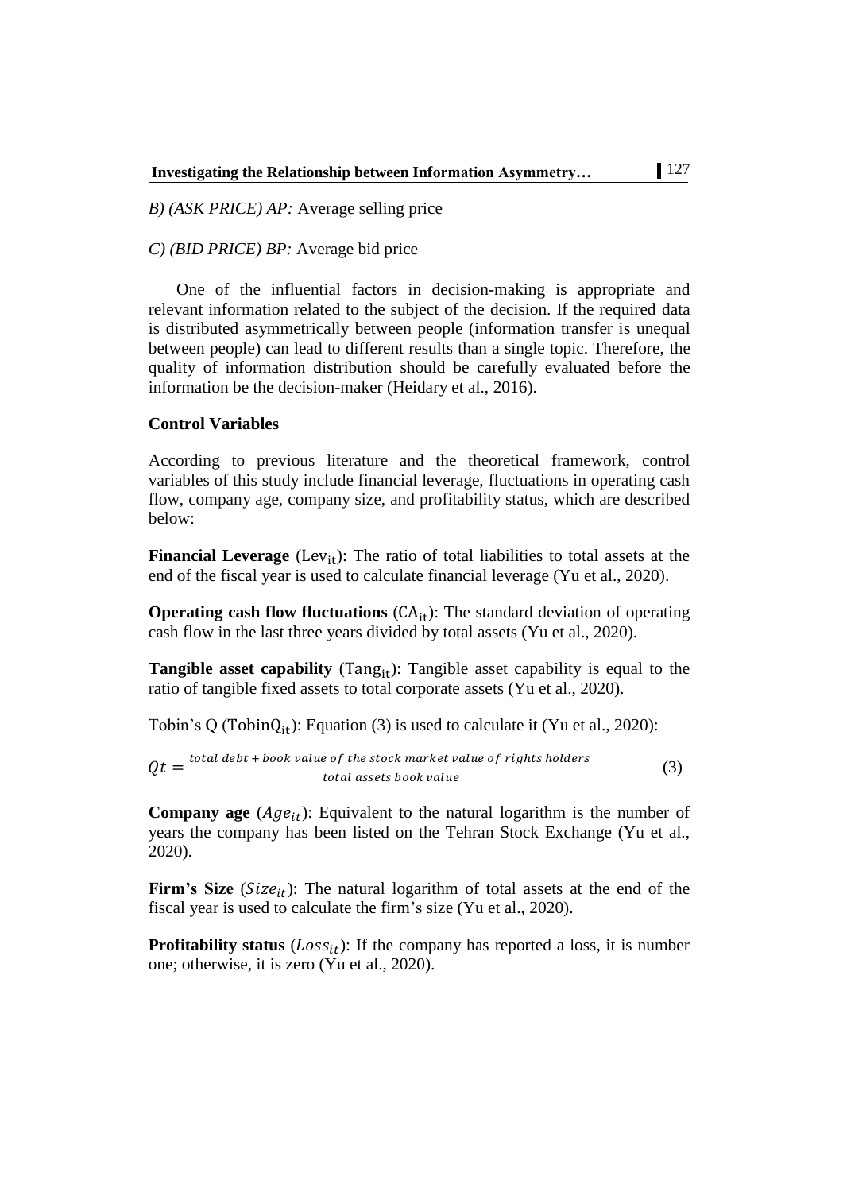*B) (ASK PRICE) AP:* Average selling price

*C) (BID PRICE) BP:* Average bid price

One of the influential factors in decision-making is appropriate and relevant information related to the subject of the decision. If the required data is distributed asymmetrically between people (information transfer is unequal between people) can lead to different results than a single topic. Therefore, the quality of information distribution should be carefully evaluated before the information be the decision-maker (Heidary et al., 2016).

**Control Variables**

According to previous literature and the theoretical framework, control variables of this study include financial leverage, fluctuations in operating cash flow, company age, company size, and profitability status, which are described below:

**Financial Leverage** ($\text{Lev}_{\text{it}}$): The ratio of total liabilities to total assets at the end of the fiscal year is used to calculate financial leverage (Yu et al., 2020).

**Operating cash flow fluctuations** ($\text{CA}_{\text{it}}$): The standard deviation of operating cash flow in the last three years divided by total assets (Yu et al., 2020).

**Tangible asset capability** ($\text{Tang}_{\text{it}}$): Tangible asset capability is equal to the ratio of tangible fixed assets to total corporate assets (Yu et al., 2020).

Tobin's Q ($\text{TobinQ}_{\text{it}}$): Equation (3) is used to calculate it (Yu et al., 2020):

$$Qt = \frac{total\ debt + book\ value\ of\ the\ stock\ market\ value\ of\ rights\ holders}{total\ assets\ book\ value} \tag{3}$$

**Company age** ($Age_{it}$): Equivalent to the natural logarithm is the number of years the company has been listed on the Tehran Stock Exchange (Yu et al., 2020).

**Firm's Size** ($Size_{it}$): The natural logarithm of total assets at the end of the fiscal year is used to calculate the firm's size (Yu et al., 2020).

**Profitability status** ($Loss_{it}$): If the company has reported a loss, it is number one; otherwise, it is zero (Yu et al., 2020).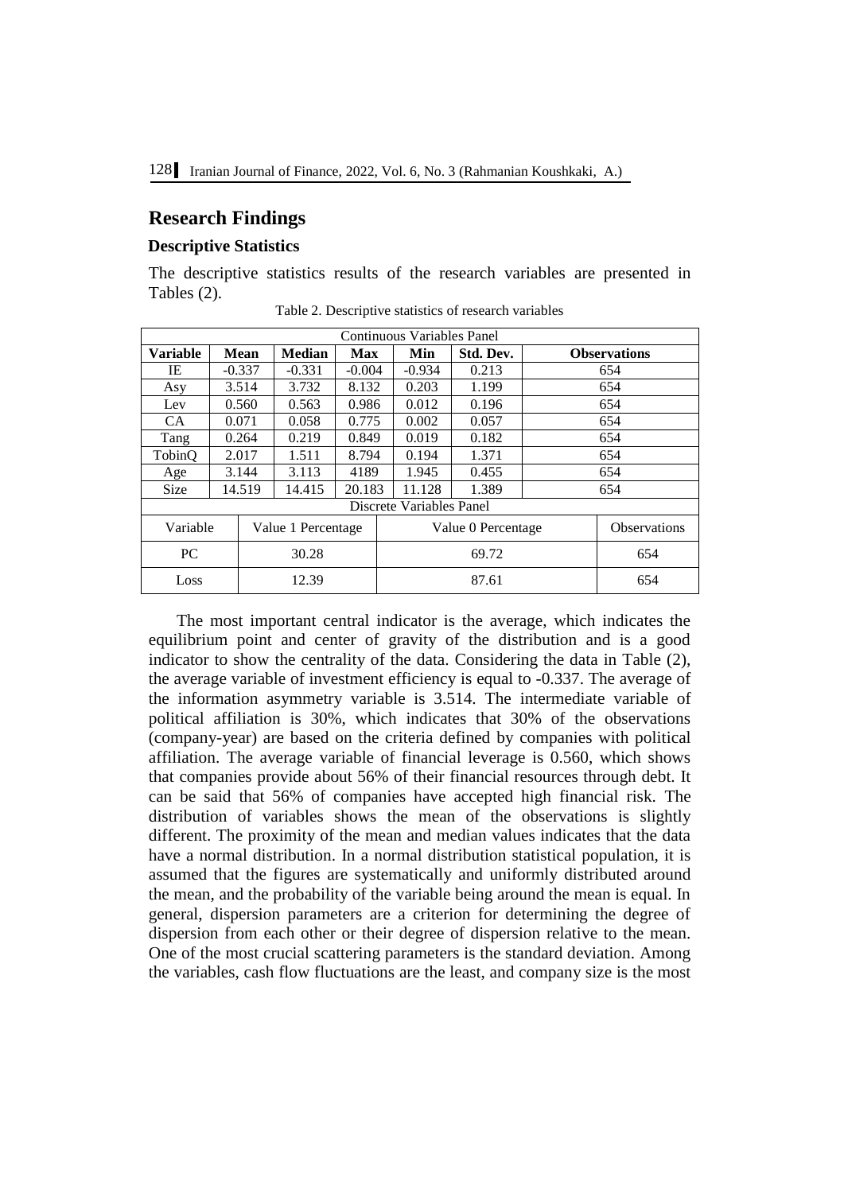## Research Findings

### Descriptive Statistics

The descriptive statistics results of the research variables are presented in Tables (2).

Table 2. Descriptive statistics of research variables

| Continuous Variables Panel | | | | | | |
|---|---|---|---|---|---|---|
| **Variable** | **Mean** | **Median** | **Max** | **Min** | **Std. Dev.** | **Observations** |
| IE | -0.337 | -0.331 | -0.004 | -0.934 | 0.213 | 654 |
| Asy | 3.514 | 3.732 | 8.132 | 0.203 | 1.199 | 654 |
| Lev | 0.560 | 0.563 | 0.986 | 0.012 | 0.196 | 654 |
| CA | 0.071 | 0.058 | 0.775 | 0.002 | 0.057 | 654 |
| Tang | 0.264 | 0.219 | 0.849 | 0.019 | 0.182 | 654 |
| TobinQ | 2.017 | 1.511 | 8.794 | 0.194 | 1.371 | 654 |
| Age | 3.144 | 3.113 | 4189 | 1.945 | 0.455 | 654 |
| Size | 14.519 | 14.415 | 20.183 | 11.128 | 1.389 | 654 |

| Discrete Variables Panel | | | |
|---|---|---|---|
| Variable | Value 1 Percentage | Value 0 Percentage | Observations |
| PC | 30.28 | 69.72 | 654 |
| Loss | 12.39 | 87.61 | 654 |

The most important central indicator is the average, which indicates the equilibrium point and center of gravity of the distribution and is a good indicator to show the centrality of the data. Considering the data in Table (2), the average variable of investment efficiency is equal to -0.337. The average of the information asymmetry variable is 3.514. The intermediate variable of political affiliation is 30%, which indicates that 30% of the observations (company-year) are based on the criteria defined by companies with political affiliation. The average variable of financial leverage is 0.560, which shows that companies provide about 56% of their financial resources through debt. It can be said that 56% of companies have accepted high financial risk. The distribution of variables shows the mean of the observations is slightly different. The proximity of the mean and median values indicates that the data have a normal distribution. In a normal distribution statistical population, it is assumed that the figures are systematically and uniformly distributed around the mean, and the probability of the variable being around the mean is equal. In general, dispersion parameters are a criterion for determining the degree of dispersion from each other or their degree of dispersion relative to the mean. One of the most crucial scattering parameters is the standard deviation. Among the variables, cash flow fluctuations are the least, and company size is the most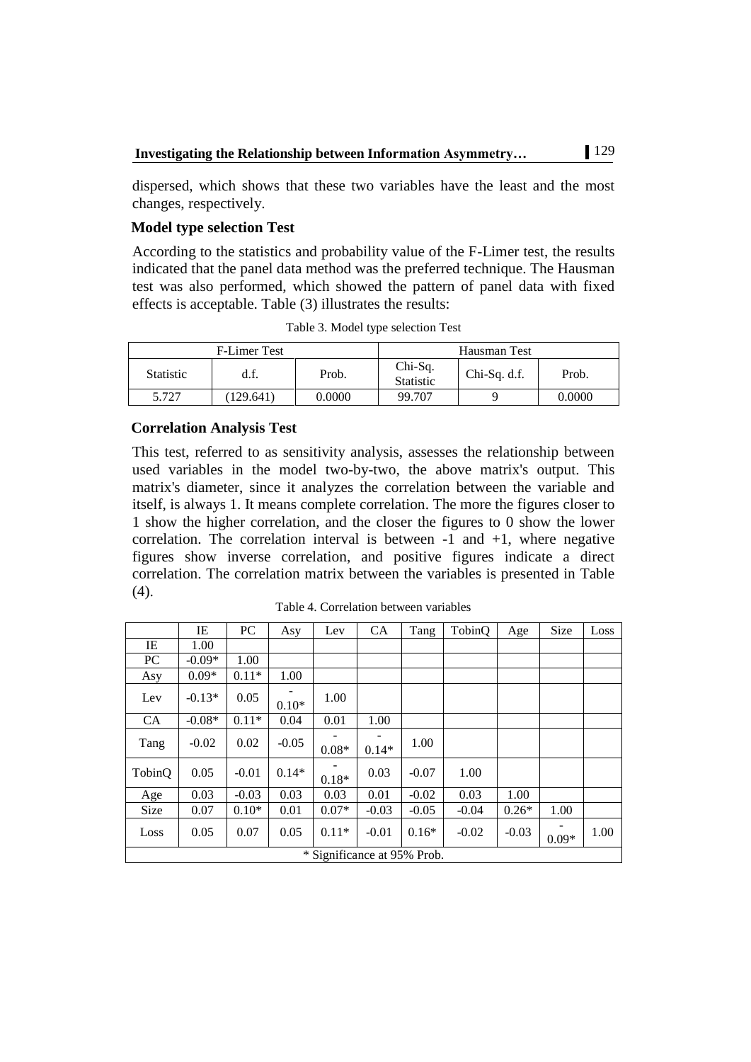dispersed, which shows that these two variables have the least and the most changes, respectively.

### Model type selection Test

According to the statistics and probability value of the F-Limer test, the results indicated that the panel data method was the preferred technique. The Hausman test was also performed, which showed the pattern of panel data with fixed effects is acceptable. Table (3) illustrates the results:

Table 3. Model type selection Test

| F-Limer Test | | | Hausman Test | | |
|---|---|---|---|---|---|
| Statistic | d.f. | Prob. | Chi-Sq. Statistic | Chi-Sq. d.f. | Prob. |
| 5.727 | (129.641) | 0.0000 | 99.707 | 9 | 0.0000 |

### Correlation Analysis Test

This test, referred to as sensitivity analysis, assesses the relationship between used variables in the model two-by-two, the above matrix's output. This matrix's diameter, since it analyzes the correlation between the variable and itself, is always 1. It means complete correlation. The more the figures closer to 1 show the higher correlation, and the closer the figures to 0 show the lower correlation. The correlation interval is between -1 and +1, where negative figures show inverse correlation, and positive figures indicate a direct correlation. The correlation matrix between the variables is presented in Table (4).

Table 4. Correlation between variables

| | IE | PC | Asy | Lev | CA | Tang | TobinQ | Age | Size | Loss |
|---|---|---|---|---|---|---|---|---|---|---|
| IE | 1.00 | | | | | | | | | |
| PC | -0.09* | 1.00 | | | | | | | | |
| Asy | 0.09* | 0.11* | 1.00 | | | | | | | |
| Lev | -0.13* | 0.05 | -0.10* | 1.00 | | | | | | |
| CA | -0.08* | 0.11* | 0.04 | 0.01 | 1.00 | | | | | |
| Tang | -0.02 | 0.02 | -0.05 | -0.08* | -0.14* | 1.00 | | | | |
| TobinQ | 0.05 | -0.01 | 0.14* | -0.18* | 0.03 | -0.07 | 1.00 | | | |
| Age | 0.03 | -0.03 | 0.03 | 0.03 | 0.01 | -0.02 | 0.03 | 1.00 | | |
| Size | 0.07 | 0.10* | 0.01 | 0.07* | -0.03 | -0.05 | -0.04 | 0.26* | 1.00 | |
| Loss | 0.05 | 0.07 | 0.05 | 0.11* | -0.01 | 0.16* | -0.02 | -0.03 | -0.09* | 1.00 |
| * Significance at 95% Prob. | | | | | | | | | | |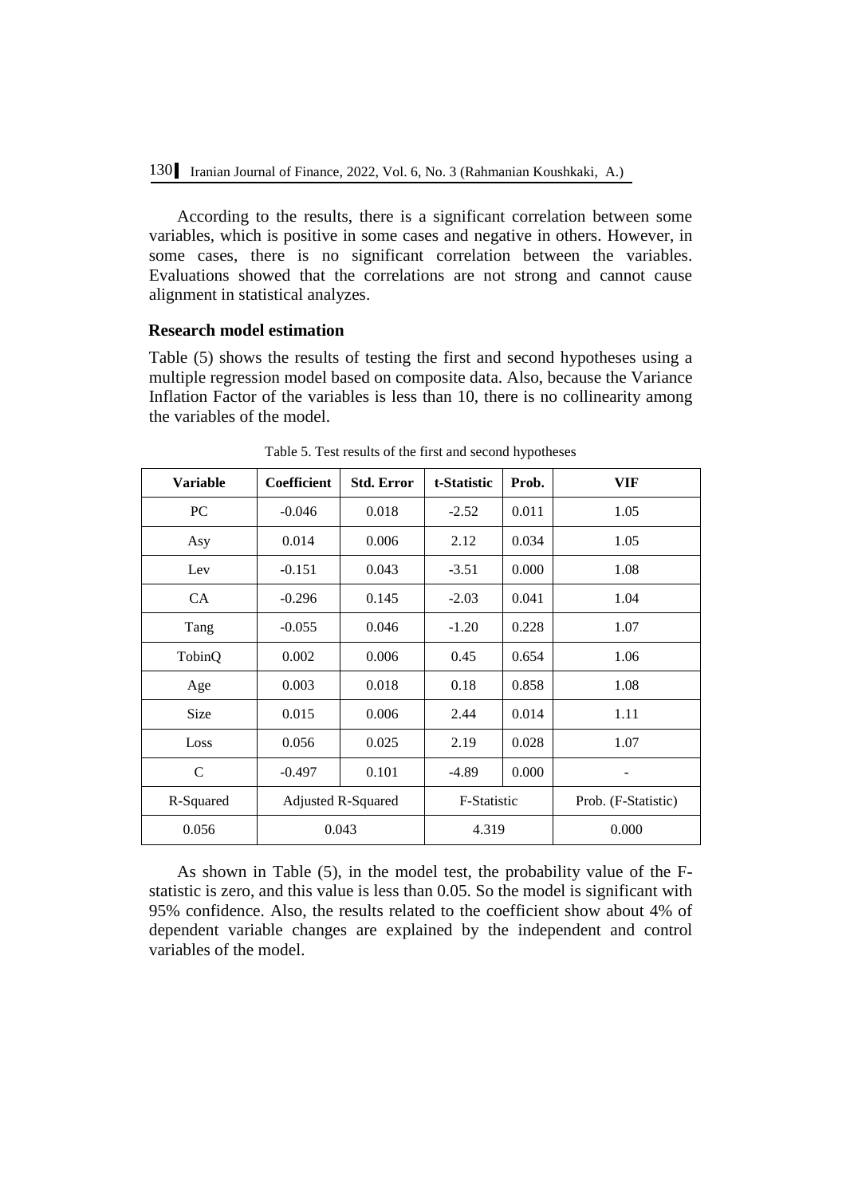According to the results, there is a significant correlation between some variables, which is positive in some cases and negative in others. However, in some cases, there is no significant correlation between the variables. Evaluations showed that the correlations are not strong and cannot cause alignment in statistical analyzes.

### Research model estimation

Table (5) shows the results of testing the first and second hypotheses using a multiple regression model based on composite data. Also, because the Variance Inflation Factor of the variables is less than 10, there is no collinearity among the variables of the model.

Table 5. Test results of the first and second hypotheses

| Variable | Coefficient | Std. Error | t-Statistic | Prob. | VIF |
|---|---|---|---|---|---|
| PC | -0.046 | 0.018 | -2.52 | 0.011 | 1.05 |
| Asy | 0.014 | 0.006 | 2.12 | 0.034 | 1.05 |
| Lev | -0.151 | 0.043 | -3.51 | 0.000 | 1.08 |
| CA | -0.296 | 0.145 | -2.03 | 0.041 | 1.04 |
| Tang | -0.055 | 0.046 | -1.20 | 0.228 | 1.07 |
| TobinQ | 0.002 | 0.006 | 0.45 | 0.654 | 1.06 |
| Age | 0.003 | 0.018 | 0.18 | 0.858 | 1.08 |
| Size | 0.015 | 0.006 | 2.44 | 0.014 | 1.11 |
| Loss | 0.056 | 0.025 | 2.19 | 0.028 | 1.07 |
| C | -0.497 | 0.101 | -4.89 | 0.000 | - |
| R-Squared | Adjusted R-Squared | | F-Statistic | | Prob. (F-Statistic) |
| 0.056 | 0.043 | | 4.319 | | 0.000 |

As shown in Table (5), in the model test, the probability value of the F-statistic is zero, and this value is less than 0.05. So the model is significant with 95% confidence. Also, the results related to the coefficient show about 4% of dependent variable changes are explained by the independent and control variables of the model.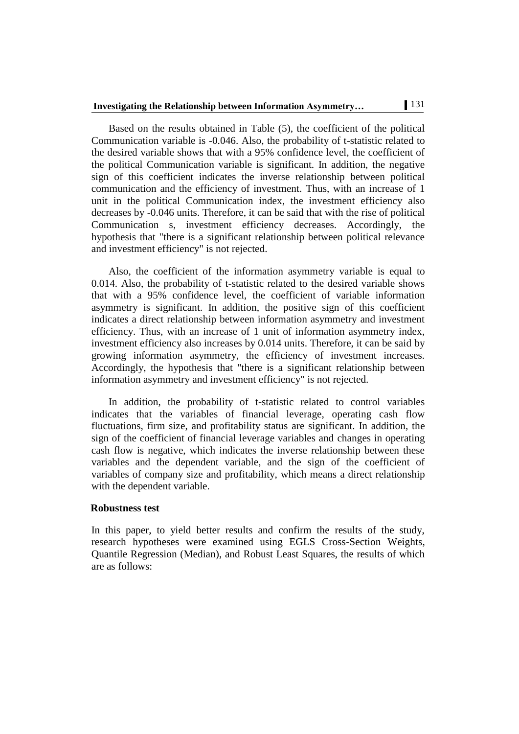Based on the results obtained in Table (5), the coefficient of the political Communication variable is -0.046. Also, the probability of t-statistic related to the desired variable shows that with a 95% confidence level, the coefficient of the political Communication variable is significant. In addition, the negative sign of this coefficient indicates the inverse relationship between political communication and the efficiency of investment. Thus, with an increase of 1 unit in the political Communication index, the investment efficiency also decreases by -0.046 units. Therefore, it can be said that with the rise of political Communication s, investment efficiency decreases. Accordingly, the hypothesis that "there is a significant relationship between political relevance and investment efficiency" is not rejected.

Also, the coefficient of the information asymmetry variable is equal to 0.014. Also, the probability of t-statistic related to the desired variable shows that with a 95% confidence level, the coefficient of variable information asymmetry is significant. In addition, the positive sign of this coefficient indicates a direct relationship between information asymmetry and investment efficiency. Thus, with an increase of 1 unit of information asymmetry index, investment efficiency also increases by 0.014 units. Therefore, it can be said by growing information asymmetry, the efficiency of investment increases. Accordingly, the hypothesis that "there is a significant relationship between information asymmetry and investment efficiency" is not rejected.

In addition, the probability of t-statistic related to control variables indicates that the variables of financial leverage, operating cash flow fluctuations, firm size, and profitability status are significant. In addition, the sign of the coefficient of financial leverage variables and changes in operating cash flow is negative, which indicates the inverse relationship between these variables and the dependent variable, and the sign of the coefficient of variables of company size and profitability, which means a direct relationship with the dependent variable.

### Robustness test

In this paper, to yield better results and confirm the results of the study, research hypotheses were examined using EGLS Cross-Section Weights, Quantile Regression (Median), and Robust Least Squares, the results of which are as follows: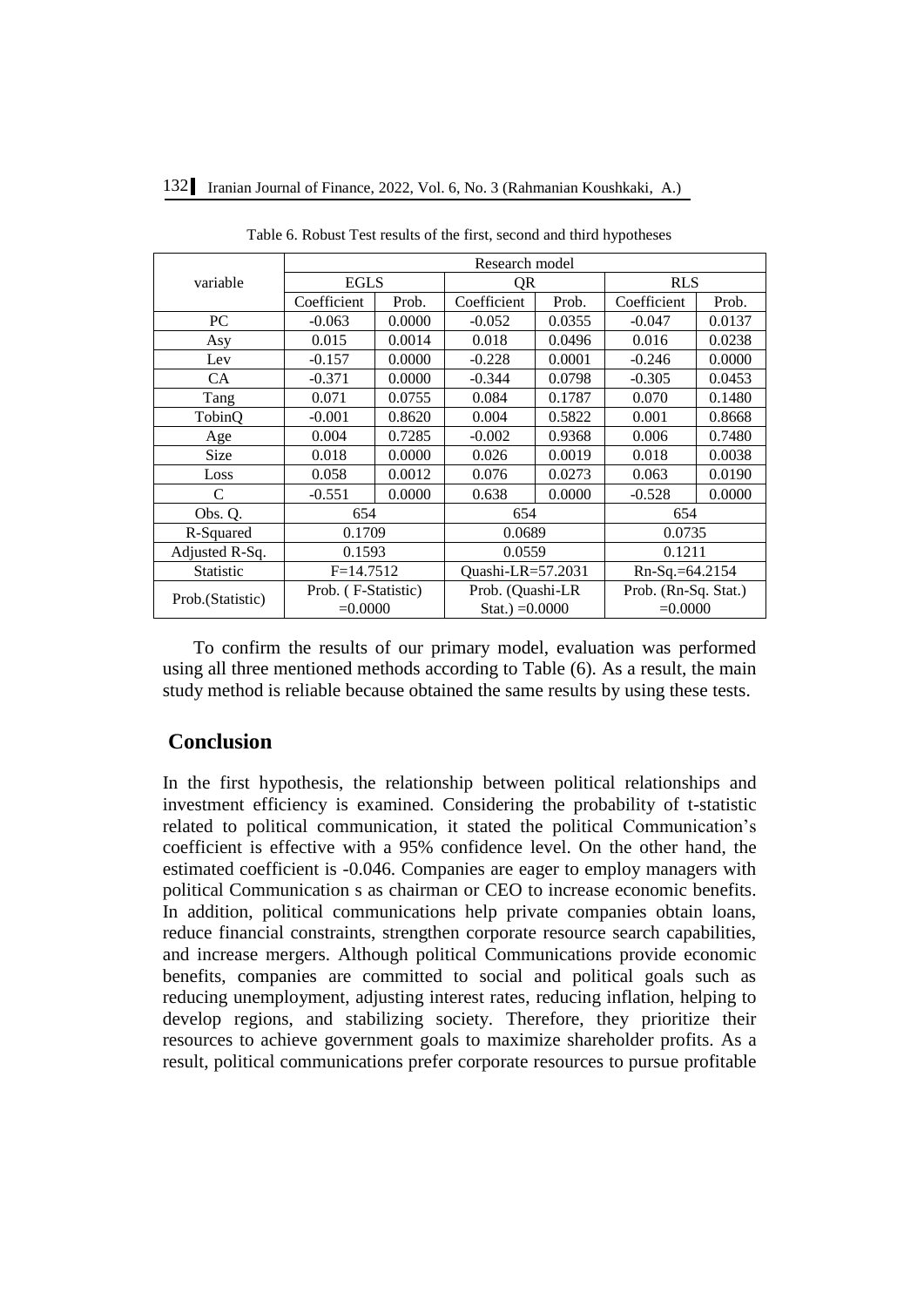Table 6. Robust Test results of the first, second and third hypotheses

| variable | Research model | | | | | |
|---|---|---|---|---|---|---|
| | EGLS | | QR | | RLS | |
| | Coefficient | Prob. | Coefficient | Prob. | Coefficient | Prob. |
| PC | -0.063 | 0.0000 | -0.052 | 0.0355 | -0.047 | 0.0137 |
| Asy | 0.015 | 0.0014 | 0.018 | 0.0496 | 0.016 | 0.0238 |
| Lev | -0.157 | 0.0000 | -0.228 | 0.0001 | -0.246 | 0.0000 |
| CA | -0.371 | 0.0000 | -0.344 | 0.0798 | -0.305 | 0.0453 |
| Tang | 0.071 | 0.0755 | 0.084 | 0.1787 | 0.070 | 0.1480 |
| TobinQ | -0.001 | 0.8620 | 0.004 | 0.5822 | 0.001 | 0.8668 |
| Age | 0.004 | 0.7285 | -0.002 | 0.9368 | 0.006 | 0.7480 |
| Size | 0.018 | 0.0000 | 0.026 | 0.0019 | 0.018 | 0.0038 |
| Loss | 0.058 | 0.0012 | 0.076 | 0.0273 | 0.063 | 0.0190 |
| C | -0.551 | 0.0000 | 0.638 | 0.0000 | -0.528 | 0.0000 |
| Obs. Q. | 654 | | 654 | | 654 | |
| R-Squared | 0.1709 | | 0.0689 | | 0.0735 | |
| Adjusted R-Sq. | 0.1593 | | 0.0559 | | 0.1211 | |
| Statistic | F=14.7512 | | Quashi-LR=57.2031 | | Rn-Sq.=64.2154 | |
| Prob.(Statistic) | Prob. ( F-Statistic) =0.0000 | | Prob. (Quashi-LR Stat.) =0.0000 | | Prob. (Rn-Sq. Stat.) =0.0000 | |

To confirm the results of our primary model, evaluation was performed using all three mentioned methods according to Table (6). As a result, the main study method is reliable because obtained the same results by using these tests.

## Conclusion

In the first hypothesis, the relationship between political relationships and investment efficiency is examined. Considering the probability of t-statistic related to political communication, it stated the political Communication's coefficient is effective with a 95% confidence level. On the other hand, the estimated coefficient is -0.046. Companies are eager to employ managers with political Communication s as chairman or CEO to increase economic benefits. In addition, political communications help private companies obtain loans, reduce financial constraints, strengthen corporate resource search capabilities, and increase mergers. Although political Communications provide economic benefits, companies are committed to social and political goals such as reducing unemployment, adjusting interest rates, reducing inflation, helping to develop regions, and stabilizing society. Therefore, they prioritize their resources to achieve government goals to maximize shareholder profits. As a result, political communications prefer corporate resources to pursue profitable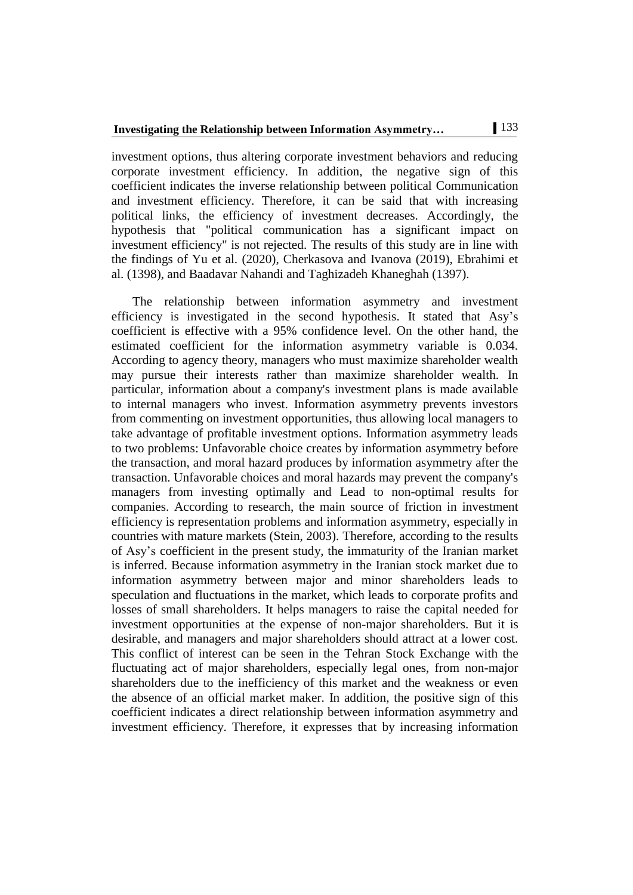investment options, thus altering corporate investment behaviors and reducing corporate investment efficiency. In addition, the negative sign of this coefficient indicates the inverse relationship between political Communication and investment efficiency. Therefore, it can be said that with increasing political links, the efficiency of investment decreases. Accordingly, the hypothesis that "political communication has a significant impact on investment efficiency" is not rejected. The results of this study are in line with the findings of Yu et al. (2020), Cherkasova and Ivanova (2019), Ebrahimi et al. (1398), and Baadavar Nahandi and Taghizadeh Khaneghah (1397).

The relationship between information asymmetry and investment efficiency is investigated in the second hypothesis. It stated that Asy's coefficient is effective with a 95% confidence level. On the other hand, the estimated coefficient for the information asymmetry variable is 0.034. According to agency theory, managers who must maximize shareholder wealth may pursue their interests rather than maximize shareholder wealth. In particular, information about a company's investment plans is made available to internal managers who invest. Information asymmetry prevents investors from commenting on investment opportunities, thus allowing local managers to take advantage of profitable investment options. Information asymmetry leads to two problems: Unfavorable choice creates by information asymmetry before the transaction, and moral hazard produces by information asymmetry after the transaction. Unfavorable choices and moral hazards may prevent the company's managers from investing optimally and Lead to non-optimal results for companies. According to research, the main source of friction in investment efficiency is representation problems and information asymmetry, especially in countries with mature markets (Stein, 2003). Therefore, according to the results of Asy's coefficient in the present study, the immaturity of the Iranian market is inferred. Because information asymmetry in the Iranian stock market due to information asymmetry between major and minor shareholders leads to speculation and fluctuations in the market, which leads to corporate profits and losses of small shareholders. It helps managers to raise the capital needed for investment opportunities at the expense of non-major shareholders. But it is desirable, and managers and major shareholders should attract at a lower cost. This conflict of interest can be seen in the Tehran Stock Exchange with the fluctuating act of major shareholders, especially legal ones, from non-major shareholders due to the inefficiency of this market and the weakness or even the absence of an official market maker. In addition, the positive sign of this coefficient indicates a direct relationship between information asymmetry and investment efficiency. Therefore, it expresses that by increasing information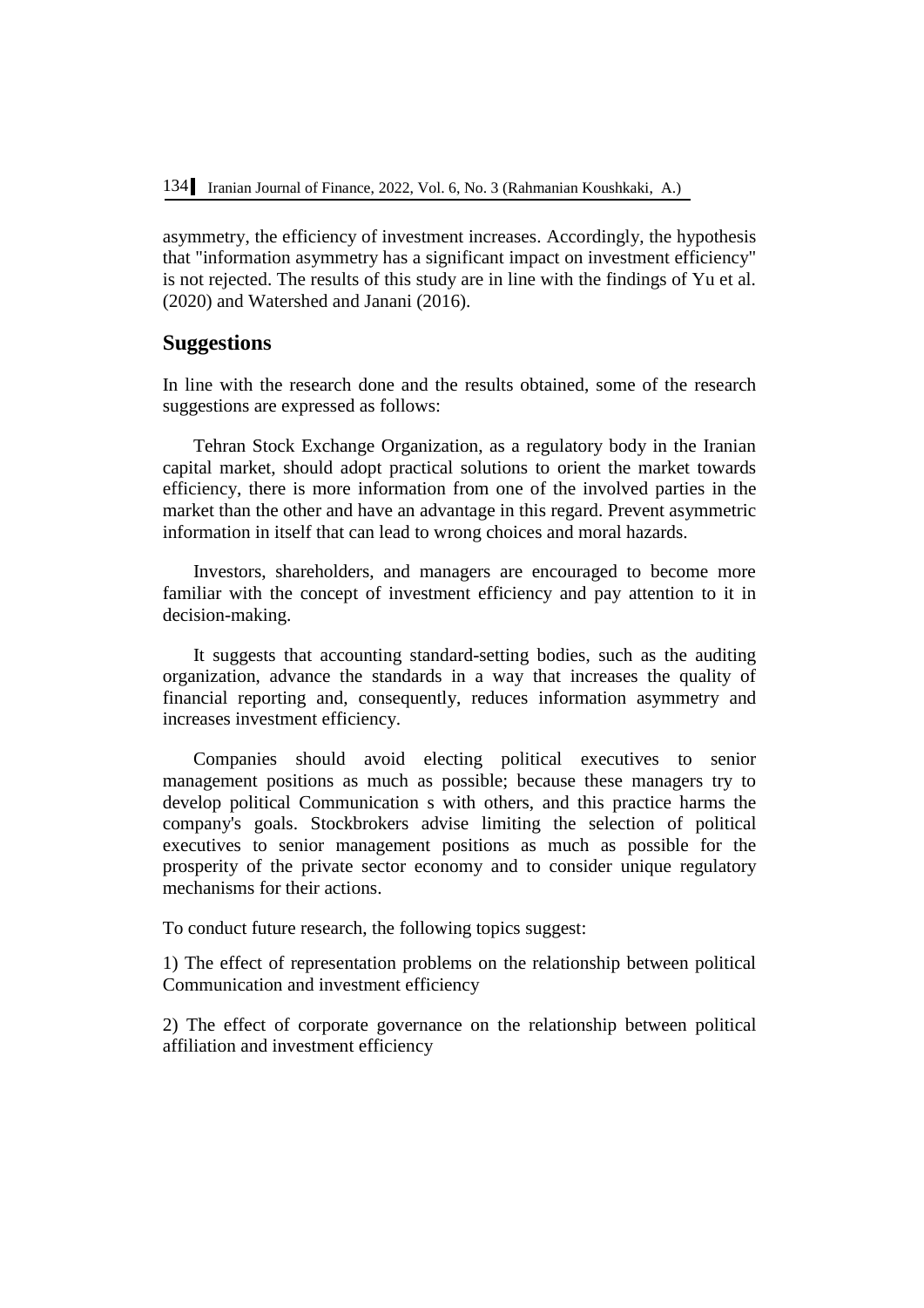asymmetry, the efficiency of investment increases. Accordingly, the hypothesis that "information asymmetry has a significant impact on investment efficiency" is not rejected. The results of this study are in line with the findings of Yu et al. (2020) and Watershed and Janani (2016).

## Suggestions

In line with the research done and the results obtained, some of the research suggestions are expressed as follows:

Tehran Stock Exchange Organization, as a regulatory body in the Iranian capital market, should adopt practical solutions to orient the market towards efficiency, there is more information from one of the involved parties in the market than the other and have an advantage in this regard. Prevent asymmetric information in itself that can lead to wrong choices and moral hazards.

Investors, shareholders, and managers are encouraged to become more familiar with the concept of investment efficiency and pay attention to it in decision-making.

It suggests that accounting standard-setting bodies, such as the auditing organization, advance the standards in a way that increases the quality of financial reporting and, consequently, reduces information asymmetry and increases investment efficiency.

Companies should avoid electing political executives to senior management positions as much as possible; because these managers try to develop political Communication s with others, and this practice harms the company's goals. Stockbrokers advise limiting the selection of political executives to senior management positions as much as possible for the prosperity of the private sector economy and to consider unique regulatory mechanisms for their actions.

To conduct future research, the following topics suggest:

1) The effect of representation problems on the relationship between political Communication and investment efficiency

2) The effect of corporate governance on the relationship between political affiliation and investment efficiency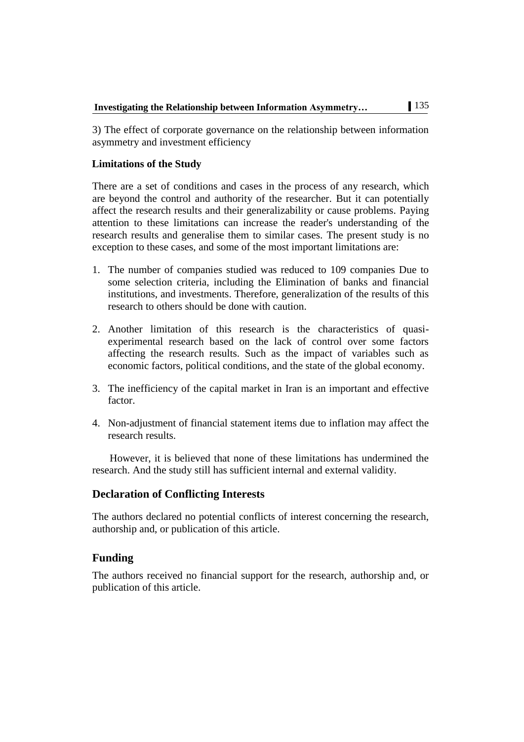3) The effect of corporate governance on the relationship between information asymmetry and investment efficiency

### Limitations of the Study

There are a set of conditions and cases in the process of any research, which are beyond the control and authority of the researcher. But it can potentially affect the research results and their generalizability or cause problems. Paying attention to these limitations can increase the reader's understanding of the research results and generalise them to similar cases. The present study is no exception to these cases, and some of the most important limitations are:

1. The number of companies studied was reduced to 109 companies Due to some selection criteria, including the Elimination of banks and financial institutions, and investments. Therefore, generalization of the results of this research to others should be done with caution.

2. Another limitation of this research is the characteristics of quasi-experimental research based on the lack of control over some factors affecting the research results. Such as the impact of variables such as economic factors, political conditions, and the state of the global economy.

3. The inefficiency of the capital market in Iran is an important and effective factor.

4. Non-adjustment of financial statement items due to inflation may affect the research results.

However, it is believed that none of these limitations has undermined the research. And the study still has sufficient internal and external validity.

## Declaration of Conflicting Interests

The authors declared no potential conflicts of interest concerning the research, authorship and, or publication of this article.

## Funding

The authors received no financial support for the research, authorship and, or publication of this article.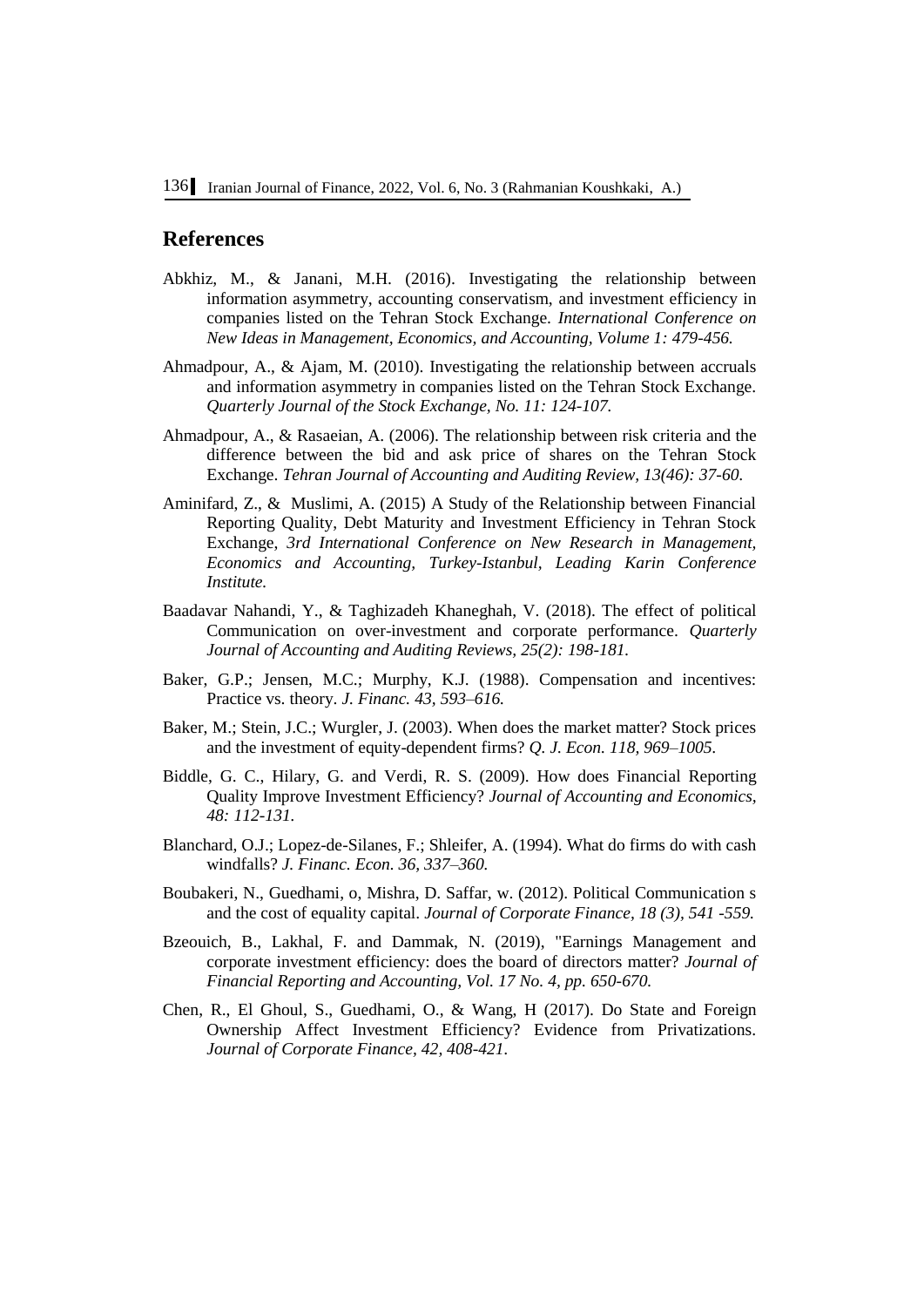## References

Abkhiz, M., & Janani, M.H. (2016). Investigating the relationship between information asymmetry, accounting conservatism, and investment efficiency in companies listed on the Tehran Stock Exchange. *International Conference on New Ideas in Management, Economics, and Accounting, Volume 1: 479-456.*

Ahmadpour, A., & Ajam, M. (2010). Investigating the relationship between accruals and information asymmetry in companies listed on the Tehran Stock Exchange. *Quarterly Journal of the Stock Exchange, No. 11: 124-107.*

Ahmadpour, A., & Rasaeian, A. (2006). The relationship between risk criteria and the difference between the bid and ask price of shares on the Tehran Stock Exchange. *Tehran Journal of Accounting and Auditing Review, 13(46): 37-60.*

Aminifard, Z., & Muslimi, A. (2015) A Study of the Relationship between Financial Reporting Quality, Debt Maturity and Investment Efficiency in Tehran Stock Exchange, *3rd International Conference on New Research in Management, Economics and Accounting, Turkey-Istanbul, Leading Karin Conference Institute.*

Baadavar Nahandi, Y., & Taghizadeh Khaneghah, V. (2018). The effect of political Communication on over-investment and corporate performance. *Quarterly Journal of Accounting and Auditing Reviews, 25(2): 198-181.*

Baker, G.P.; Jensen, M.C.; Murphy, K.J. (1988). Compensation and incentives: Practice vs. theory. *J. Financ. 43, 593–616.*

Baker, M.; Stein, J.C.; Wurgler, J. (2003). When does the market matter? Stock prices and the investment of equity-dependent firms? *Q. J. Econ. 118, 969–1005.*

Biddle, G. C., Hilary, G. and Verdi, R. S. (2009). How does Financial Reporting Quality Improve Investment Efficiency? *Journal of Accounting and Economics, 48: 112-131.*

Blanchard, O.J.; Lopez-de-Silanes, F.; Shleifer, A. (1994). What do firms do with cash windfalls? *J. Financ. Econ. 36, 337–360.*

Boubakeri, N., Guedhami, o, Mishra, D. Saffar, w. (2012). Political Communication s and the cost of equality capital. *Journal of Corporate Finance, 18 (3), 541 -559.*

Bzeouich, B., Lakhal, F. and Dammak, N. (2019), "Earnings Management and corporate investment efficiency: does the board of directors matter? *Journal of Financial Reporting and Accounting, Vol. 17 No. 4, pp. 650-670.*

Chen, R., El Ghoul, S., Guedhami, O., & Wang, H (2017). Do State and Foreign Ownership Affect Investment Efficiency? Evidence from Privatizations. *Journal of Corporate Finance, 42, 408-421.*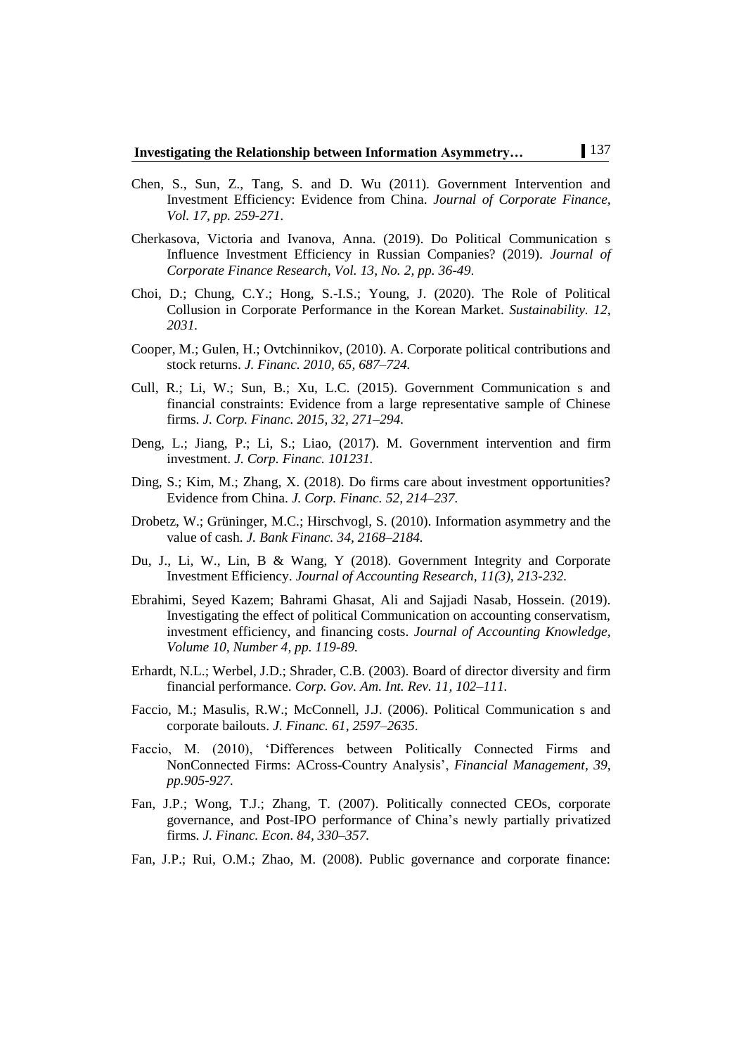Chen, S., Sun, Z., Tang, S. and D. Wu (2011). Government Intervention and Investment Efficiency: Evidence from China. *Journal of Corporate Finance, Vol. 17, pp. 259-271*.

Cherkasova, Victoria and Ivanova, Anna. (2019). Do Political Communication s Influence Investment Efficiency in Russian Companies? (2019). *Journal of Corporate Finance Research, Vol. 13, No. 2, pp. 36-49*.

Choi, D.; Chung, C.Y.; Hong, S.-I.S.; Young, J. (2020). The Role of Political Collusion in Corporate Performance in the Korean Market. *Sustainability. 12, 2031.*

Cooper, M.; Gulen, H.; Ovtchinnikov, (2010). A. Corporate political contributions and stock returns. *J. Financ. 2010, 65, 687–724.*

Cull, R.; Li, W.; Sun, B.; Xu, L.C. (2015). Government Communication s and financial constraints: Evidence from a large representative sample of Chinese firms. *J. Corp. Financ. 2015, 32, 271–294.*

Deng, L.; Jiang, P.; Li, S.; Liao, (2017). M. Government intervention and firm investment. *J. Corp. Financ. 101231.*

Ding, S.; Kim, M.; Zhang, X. (2018). Do firms care about investment opportunities? Evidence from China. *J. Corp. Financ. 52, 214–237.*

Drobetz, W.; Grüninger, M.C.; Hirschvogl, S. (2010). Information asymmetry and the value of cash. *J. Bank Financ. 34, 2168–2184.*

Du, J., Li, W., Lin, B & Wang, Y (2018). Government Integrity and Corporate Investment Efficiency. *Journal of Accounting Research, 11(3), 213-232.*

Ebrahimi, Seyed Kazem; Bahrami Ghasat, Ali and Sajjadi Nasab, Hossein. (2019). Investigating the effect of political Communication on accounting conservatism, investment efficiency, and financing costs. *Journal of Accounting Knowledge, Volume 10, Number 4, pp. 119-89.*

Erhardt, N.L.; Werbel, J.D.; Shrader, C.B. (2003). Board of director diversity and firm financial performance. *Corp. Gov. Am. Int. Rev. 11, 102–111.*

Faccio, M.; Masulis, R.W.; McConnell, J.J. (2006). Political Communication s and corporate bailouts. *J. Financ. 61, 2597–2635*.

Faccio, M. (2010), 'Differences between Politically Connected Firms and NonConnected Firms: ACross-Country Analysis', *Financial Management, 39, pp.905-927.*

Fan, J.P.; Wong, T.J.; Zhang, T. (2007). Politically connected CEOs, corporate governance, and Post-IPO performance of China's newly partially privatized firms. *J. Financ. Econ. 84, 330–357.*

Fan, J.P.; Rui, O.M.; Zhao, M. (2008). Public governance and corporate finance: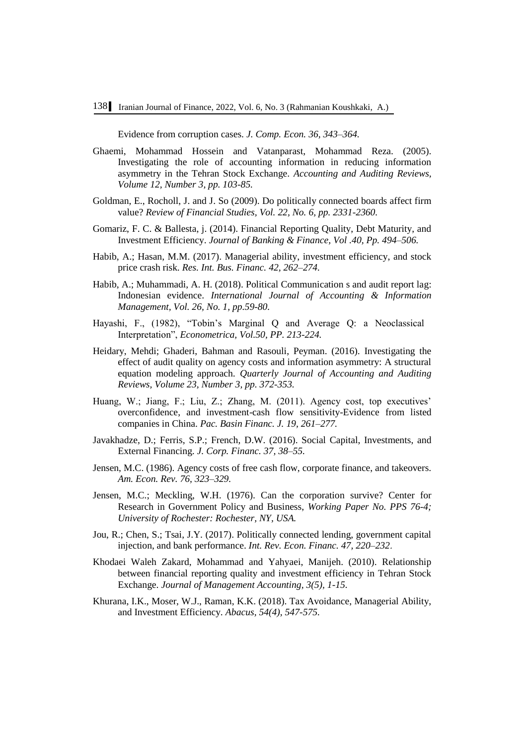Evidence from corruption cases. *J. Comp. Econ. 36, 343–364.*

Ghaemi, Mohammad Hossein and Vatanparast, Mohammad Reza. (2005). Investigating the role of accounting information in reducing information asymmetry in the Tehran Stock Exchange. *Accounting and Auditing Reviews, Volume 12, Number 3, pp. 103-85.*

Goldman, E., Rocholl, J. and J. So (2009). Do politically connected boards affect firm value? *Review of Financial Studies, Vol. 22, No. 6, pp. 2331-2360.*

Gomariz, F. C. & Ballesta, j. (2014). Financial Reporting Quality, Debt Maturity, and Investment Efficiency. *Journal of Banking & Finance, Vol .40, Pp. 494–506.*

Habib, A.; Hasan, M.M. (2017). Managerial ability, investment efficiency, and stock price crash risk. *Res. Int. Bus. Financ. 42, 262–274.*

Habib, A.; Muhammadi, A. H. (2018). Political Communication s and audit report lag: Indonesian evidence. *International Journal of Accounting & Information Management, Vol. 26, No. 1, pp.59-80.*

Hayashi, F., (1982), "Tobin's Marginal Q and Average Q: a Neoclassical Interpretation", *Econometrica, Vol.50, PP. 213-224.*

Heidary, Mehdi; Ghaderi, Bahman and Rasouli, Peyman. (2016). Investigating the effect of audit quality on agency costs and information asymmetry: A structural equation modeling approach. *Quarterly Journal of Accounting and Auditing Reviews, Volume 23, Number 3, pp. 372-353.*

Huang, W.; Jiang, F.; Liu, Z.; Zhang, M. (2011). Agency cost, top executives' overconfidence, and investment-cash flow sensitivity-Evidence from listed companies in China. *Pac. Basin Financ. J. 19, 261–277.*

Javakhadze, D.; Ferris, S.P.; French, D.W. (2016). Social Capital, Investments, and External Financing. *J. Corp. Financ. 37, 38–55.*

Jensen, M.C. (1986). Agency costs of free cash flow, corporate finance, and takeovers. *Am. Econ. Rev. 76, 323–329.*

Jensen, M.C.; Meckling, W.H. (1976). Can the corporation survive? Center for Research in Government Policy and Business, *Working Paper No. PPS 76-4; University of Rochester: Rochester, NY, USA.*

Jou, R.; Chen, S.; Tsai, J.Y. (2017). Politically connected lending, government capital injection, and bank performance. *Int. Rev. Econ. Financ. 47, 220–232.*

Khodaei Waleh Zakard, Mohammad and Yahyaei, Manijeh. (2010). Relationship between financial reporting quality and investment efficiency in Tehran Stock Exchange. *Journal of Management Accounting, 3(5), 1-15.*

Khurana, I.K., Moser, W.J., Raman, K.K. (2018). Tax Avoidance, Managerial Ability, and Investment Efficiency. *Abacus, 54(4), 547-575.*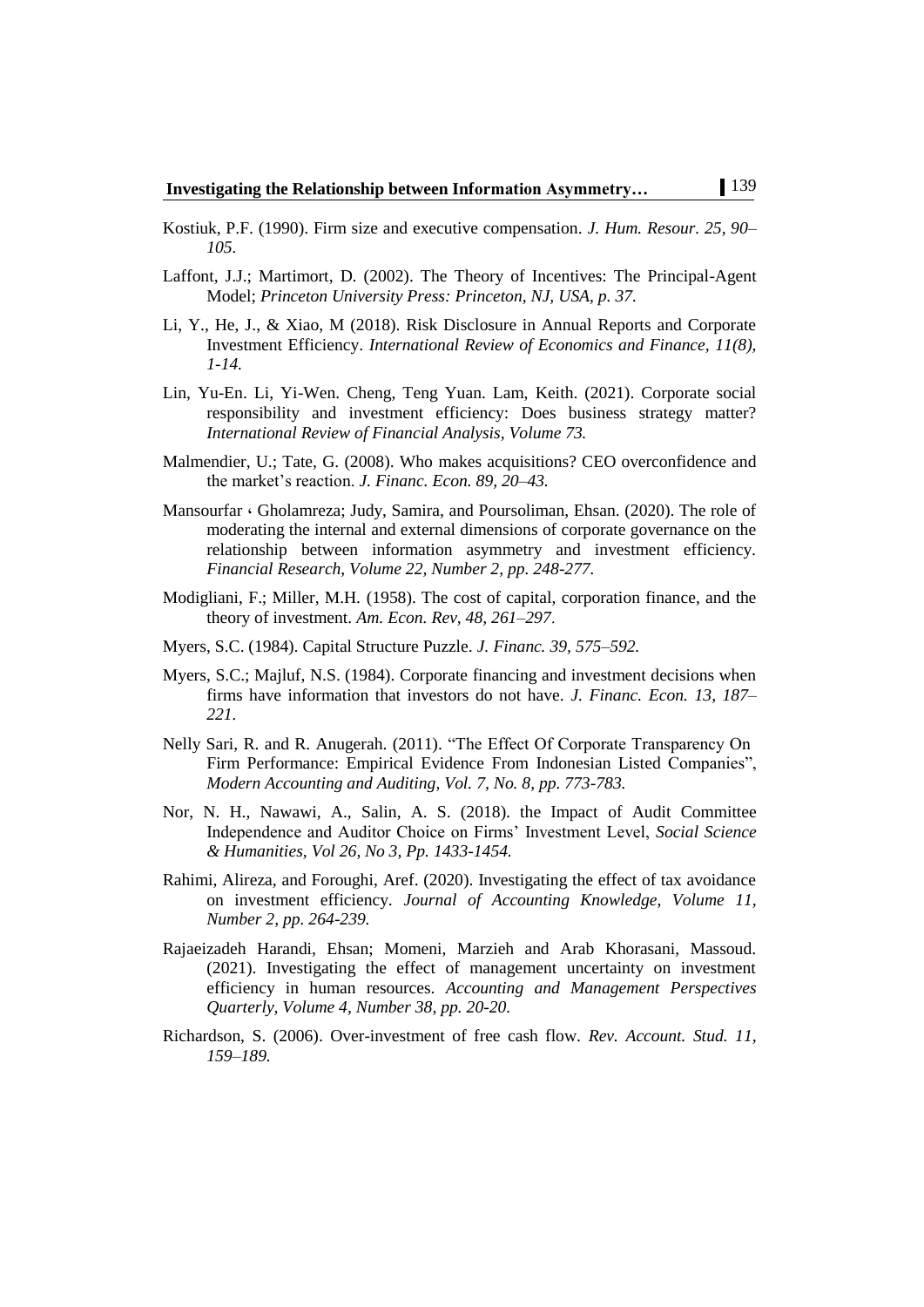Kostiuk, P.F. (1990). Firm size and executive compensation. *J. Hum. Resour. 25, 90–105.*

Laffont, J.J.; Martimort, D. (2002). The Theory of Incentives: The Principal-Agent Model; *Princeton University Press: Princeton, NJ, USA, p. 37.*

Li, Y., He, J., & Xiao, M (2018). Risk Disclosure in Annual Reports and Corporate Investment Efficiency. *International Review of Economics and Finance, 11(8), 1-14.*

Lin, Yu-En. Li, Yi-Wen. Cheng, Teng Yuan. Lam, Keith. (2021). Corporate social responsibility and investment efficiency: Does business strategy matter? *International Review of Financial Analysis, Volume 73.*

Malmendier, U.; Tate, G. (2008). Who makes acquisitions? CEO overconfidence and the market's reaction. *J. Financ. Econ. 89, 20–43.*

Mansourfar ، Gholamreza; Judy, Samira, and Poursoliman, Ehsan. (2020). The role of moderating the internal and external dimensions of corporate governance on the relationship between information asymmetry and investment efficiency. *Financial Research, Volume 22, Number 2, pp. 248-277.*

Modigliani, F.; Miller, M.H. (1958). The cost of capital, corporation finance, and the theory of investment. *Am. Econ. Rev, 48, 261–297.*

Myers, S.C. (1984). Capital Structure Puzzle. *J. Financ. 39, 575–592.*

Myers, S.C.; Majluf, N.S. (1984). Corporate financing and investment decisions when firms have information that investors do not have. *J. Financ. Econ. 13, 187–221.*

Nelly Sari, R. and R. Anugerah. (2011). "The Effect Of Corporate Transparency On Firm Performance: Empirical Evidence From Indonesian Listed Companies", *Modern Accounting and Auditing, Vol. 7, No. 8, pp. 773-783.*

Nor, N. H., Nawawi, A., Salin, A. S. (2018). the Impact of Audit Committee Independence and Auditor Choice on Firms' Investment Level, *Social Science & Humanities, Vol 26, No 3, Pp. 1433-1454.*

Rahimi, Alireza, and Foroughi, Aref. (2020). Investigating the effect of tax avoidance on investment efficiency. *Journal of Accounting Knowledge, Volume 11, Number 2, pp. 264-239.*

Rajaeizadeh Harandi, Ehsan; Momeni, Marzieh and Arab Khorasani, Massoud. (2021). Investigating the effect of management uncertainty on investment efficiency in human resources. *Accounting and Management Perspectives Quarterly, Volume 4, Number 38, pp. 20-20.*

Richardson, S. (2006). Over-investment of free cash flow. *Rev. Account. Stud. 11, 159–189.*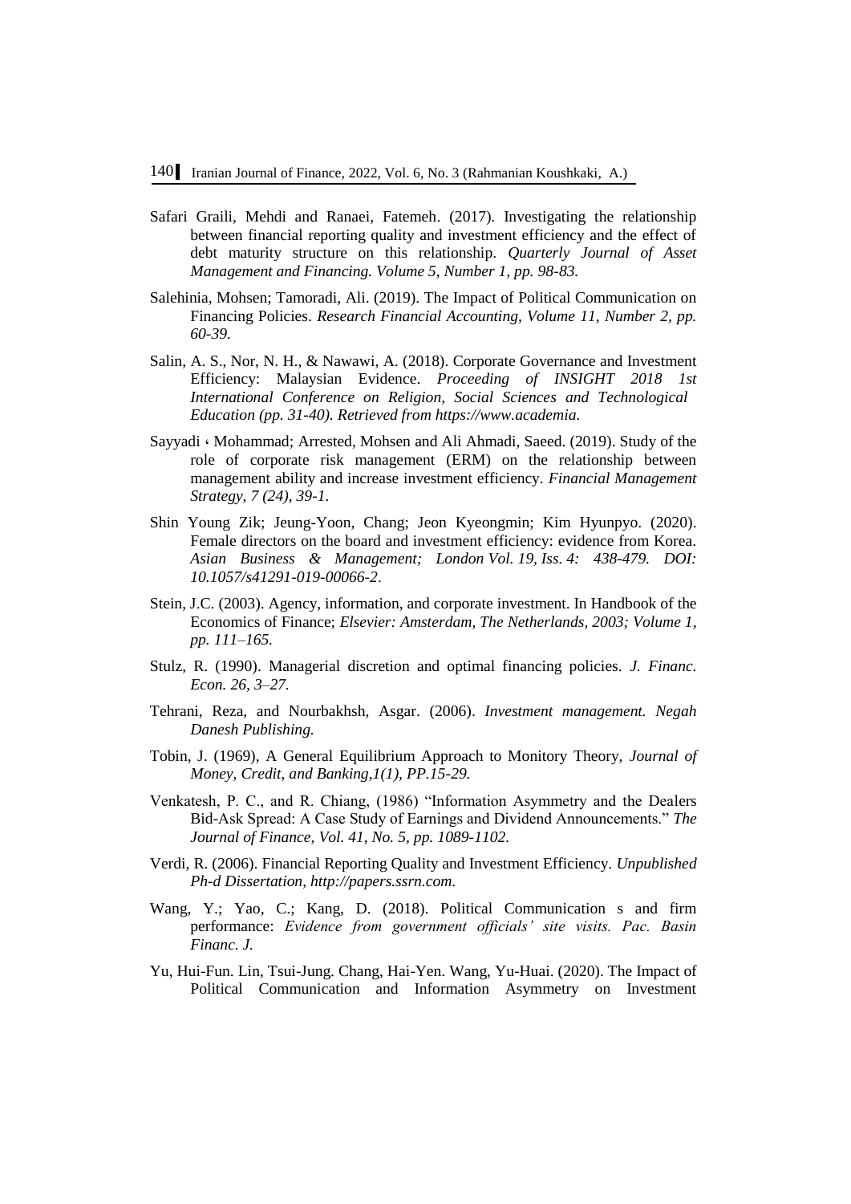Safari Graili, Mehdi and Ranaei, Fatemeh. (2017). Investigating the relationship between financial reporting quality and investment efficiency and the effect of debt maturity structure on this relationship. *Quarterly Journal of Asset Management and Financing. Volume 5, Number 1, pp. 98-83.*

Salehinia, Mohsen; Tamoradi, Ali. (2019). The Impact of Political Communication on Financing Policies. *Research Financial Accounting, Volume 11, Number 2, pp. 60-39.*

Salin, A. S., Nor, N. H., & Nawawi, A. (2018). Corporate Governance and Investment Efficiency: Malaysian Evidence. *Proceeding of INSIGHT 2018 1st International Conference on Religion, Social Sciences and Technological Education (pp. 31-40). Retrieved from https://www.academia.*

Sayyadi ، Mohammad; Arrested, Mohsen and Ali Ahmadi, Saeed. (2019). Study of the role of corporate risk management (ERM) on the relationship between management ability and increase investment efficiency. *Financial Management Strategy, 7 (24), 39-1.*

Shin Young Zik; Jeung-Yoon, Chang; Jeon Kyeongmin; Kim Hyunpyo. (2020). Female directors on the board and investment efficiency: evidence from Korea. *Asian Business & Management; London Vol. 19, Iss. 4: 438-479. DOI: 10.1057/s41291-019-00066-2*.

Stein, J.C. (2003). Agency, information, and corporate investment. In Handbook of the Economics of Finance; *Elsevier: Amsterdam, The Netherlands, 2003; Volume 1, pp. 111–165.*

Stulz, R. (1990). Managerial discretion and optimal financing policies. *J. Financ. Econ. 26, 3–27.*

Tehrani, Reza, and Nourbakhsh, Asgar. (2006). *Investment management. Negah Danesh Publishing.*

Tobin, J. (1969), A General Equilibrium Approach to Monitory Theory, *Journal of Money, Credit, and Banking,1(1), PP.15-29.*

Venkatesh, P. C., and R. Chiang, (1986) "Information Asymmetry and the Dealers Bid-Ask Spread: A Case Study of Earnings and Dividend Announcements." *The Journal of Finance, Vol. 41, No. 5, pp. 1089-1102.*

Verdi, R. (2006). Financial Reporting Quality and Investment Efficiency. *Unpublished Ph-d Dissertation, http://papers.ssrn.com.*

Wang, Y.; Yao, C.; Kang, D. (2018). Political Communication s and firm performance: *Evidence from government officials' site visits. Pac. Basin Financ. J.*

Yu, Hui-Fun. Lin, Tsui-Jung. Chang, Hai-Yen. Wang, Yu-Huai. (2020). The Impact of Political Communication and Information Asymmetry on Investment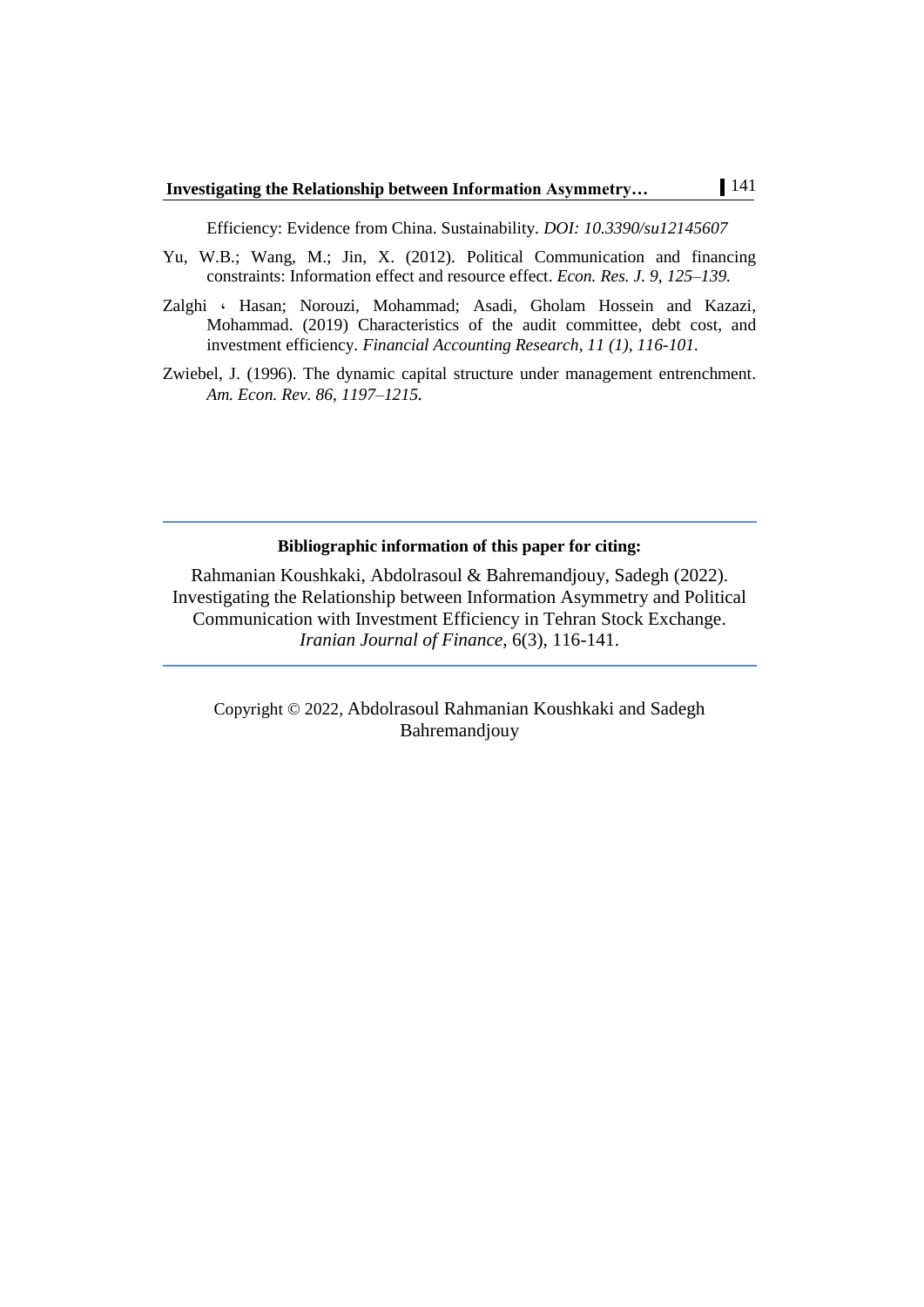Efficiency: Evidence from China. Sustainability. *DOI: 10.3390/su12145607*

Yu, W.B.; Wang, M.; Jin, X. (2012). Political Communication and financing constraints: Information effect and resource effect. *Econ. Res. J. 9, 125–139.*

Zalghi ، Hasan; Norouzi, Mohammad; Asadi, Gholam Hossein and Kazazi, Mohammad. (2019) Characteristics of the audit committee, debt cost, and investment efficiency. *Financial Accounting Research, 11 (1), 116-101.*

Zwiebel, J. (1996). The dynamic capital structure under management entrenchment. *Am. Econ. Rev. 86, 1197–1215.*

---

**Bibliographic information of this paper for citing:**

Rahmanian Koushkaki, Abdolrasoul & Bahremandjouy, Sadegh (2022). Investigating the Relationship between Information Asymmetry and Political Communication with Investment Efficiency in Tehran Stock Exchange. *Iranian Journal of Finance*, 6(3), 116-141.

---

Copyright © 2022, Abdolrasoul Rahmanian Koushkaki and Sadegh Bahremandjouy